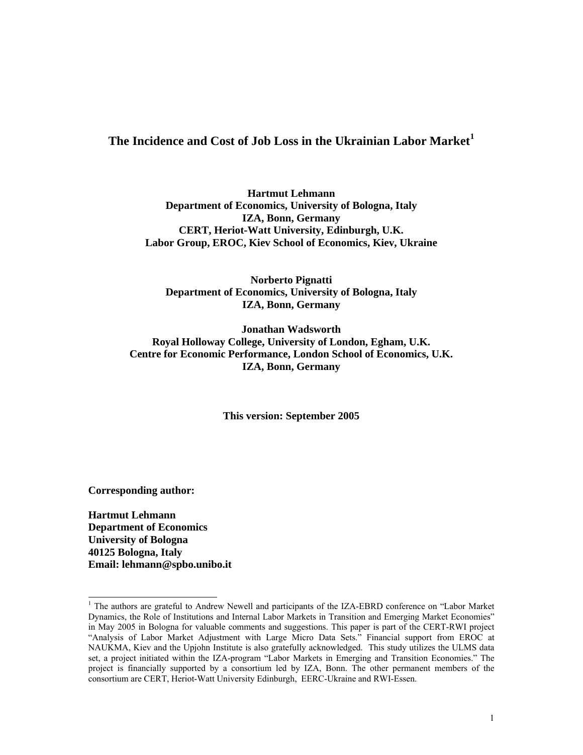# The Incidence and Cost of Job Loss in the Ukrainian Labor Market[1]

**Hartmut Lehmann**
**Department of Economics, University of Bologna, Italy**
**IZA, Bonn, Germany**
**CERT, Heriot-Watt University, Edinburgh, U.K.**
**Labor Group, EROC, Kiev School of Economics, Kiev, Ukraine**

**Norberto Pignatti**
**Department of Economics, University of Bologna, Italy**
**IZA, Bonn, Germany**

**Jonathan Wadsworth**
**Royal Holloway College, University of London, Egham, U.K.**
**Centre for Economic Performance, London School of Economics, U.K.**
**IZA, Bonn, Germany**

**This version: September 2005**

**Corresponding author:**

**Hartmut Lehmann**
**Department of Economics**
**University of Bologna**
**40125 Bologna, Italy**
**Email: lehmann@spbo.unibo.it**

---

[1] The authors are grateful to Andrew Newell and participants of the IZA-EBRD conference on "Labor Market Dynamics, the Role of Institutions and Internal Labor Markets in Transition and Emerging Market Economies" in May 2005 in Bologna for valuable comments and suggestions. This paper is part of the CERT-RWI project "Analysis of Labor Market Adjustment with Large Micro Data Sets." Financial support from EROC at NAUKMA, Kiev and the Upjohn Institute is also gratefully acknowledged. This study utilizes the ULMS data set, a project initiated within the IZA-program "Labor Markets in Emerging and Transition Economies." The project is financially supported by a consortium led by IZA, Bonn. The other permanent members of the consortium are CERT, Heriot-Watt University Edinburgh, EERC-Ukraine and RWI-Essen.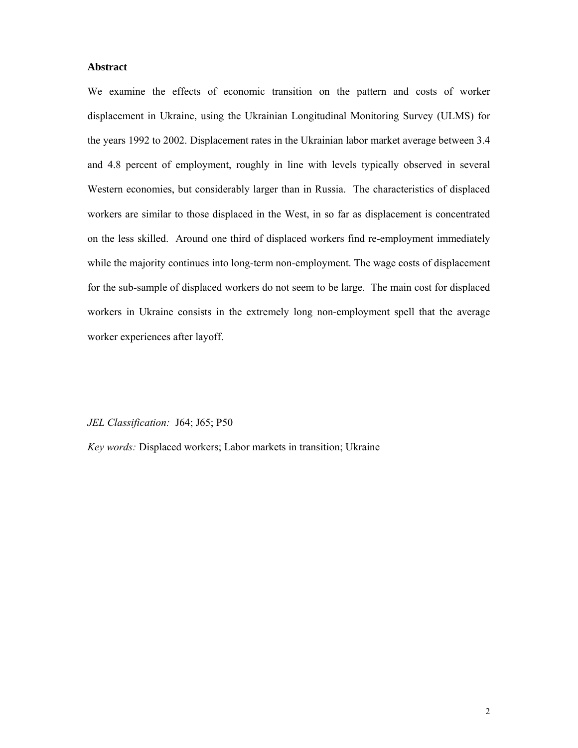## Abstract

We examine the effects of economic transition on the pattern and costs of worker displacement in Ukraine, using the Ukrainian Longitudinal Monitoring Survey (ULMS) for the years 1992 to 2002. Displacement rates in the Ukrainian labor market average between 3.4 and 4.8 percent of employment, roughly in line with levels typically observed in several Western economies, but considerably larger than in Russia. The characteristics of displaced workers are similar to those displaced in the West, in so far as displacement is concentrated on the less skilled. Around one third of displaced workers find re-employment immediately while the majority continues into long-term non-employment. The wage costs of displacement for the sub-sample of displaced workers do not seem to be large. The main cost for displaced workers in Ukraine consists in the extremely long non-employment spell that the average worker experiences after layoff.

*JEL Classification:* J64; J65; P50

*Key words:* Displaced workers; Labor markets in transition; Ukraine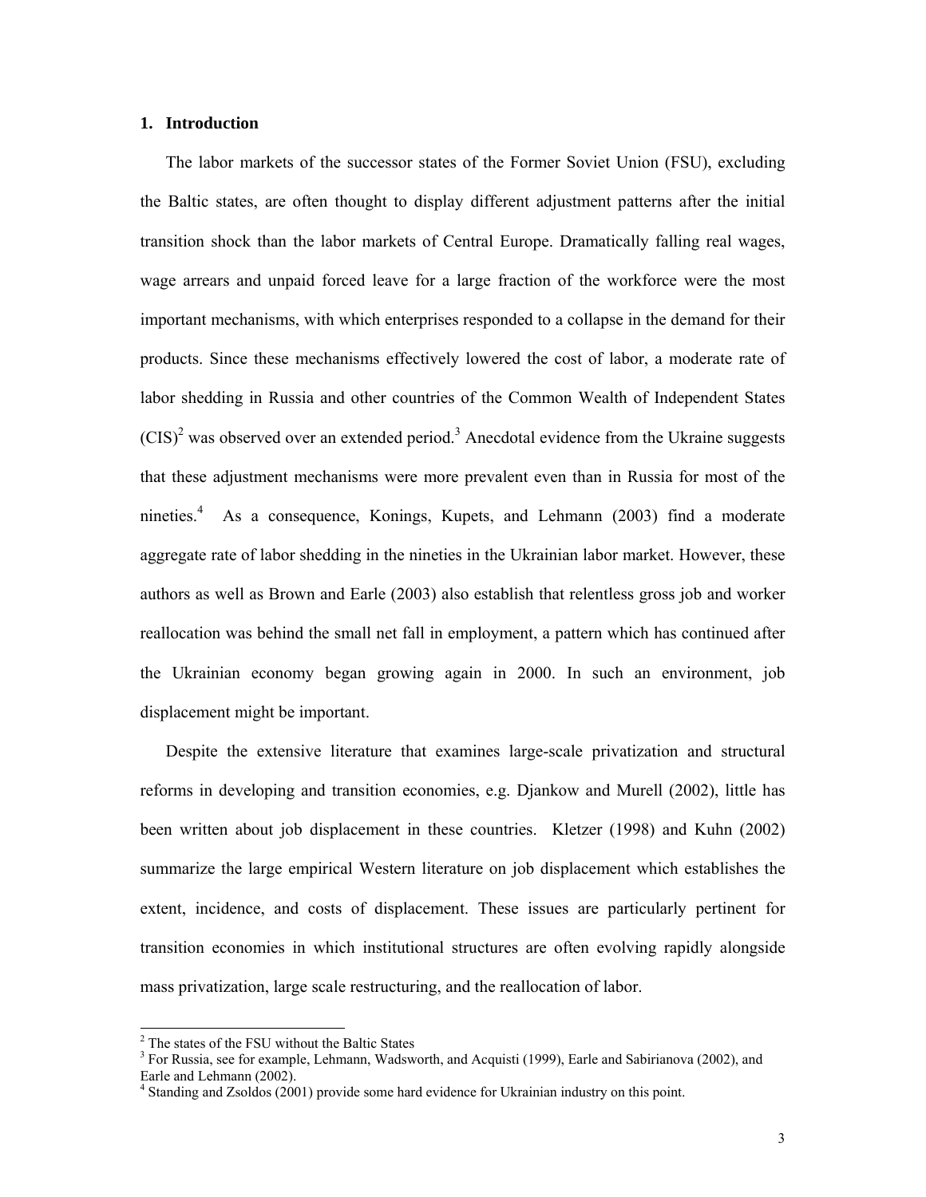## 1. Introduction

The labor markets of the successor states of the Former Soviet Union (FSU), excluding the Baltic states, are often thought to display different adjustment patterns after the initial transition shock than the labor markets of Central Europe. Dramatically falling real wages, wage arrears and unpaid forced leave for a large fraction of the workforce were the most important mechanisms, with which enterprises responded to a collapse in the demand for their products. Since these mechanisms effectively lowered the cost of labor, a moderate rate of labor shedding in Russia and other countries of the Common Wealth of Independent States (CIS)[2] was observed over an extended period.[3] Anecdotal evidence from the Ukraine suggests that these adjustment mechanisms were more prevalent even than in Russia for most of the nineties.[4] As a consequence, Konings, Kupets, and Lehmann (2003) find a moderate aggregate rate of labor shedding in the nineties in the Ukrainian labor market. However, these authors as well as Brown and Earle (2003) also establish that relentless gross job and worker reallocation was behind the small net fall in employment, a pattern which has continued after the Ukrainian economy began growing again in 2000. In such an environment, job displacement might be important.

Despite the extensive literature that examines large-scale privatization and structural reforms in developing and transition economies, e.g. Djankow and Murell (2002), little has been written about job displacement in these countries. Kletzer (1998) and Kuhn (2002) summarize the large empirical Western literature on job displacement which establishes the extent, incidence, and costs of displacement. These issues are particularly pertinent for transition economies in which institutional structures are often evolving rapidly alongside mass privatization, large scale restructuring, and the reallocation of labor.

---

[2] The states of the FSU without the Baltic States

[3] For Russia, see for example, Lehmann, Wadsworth, and Acquisti (1999), Earle and Sabirianova (2002), and Earle and Lehmann (2002).

[4] Standing and Zsoldos (2001) provide some hard evidence for Ukrainian industry on this point.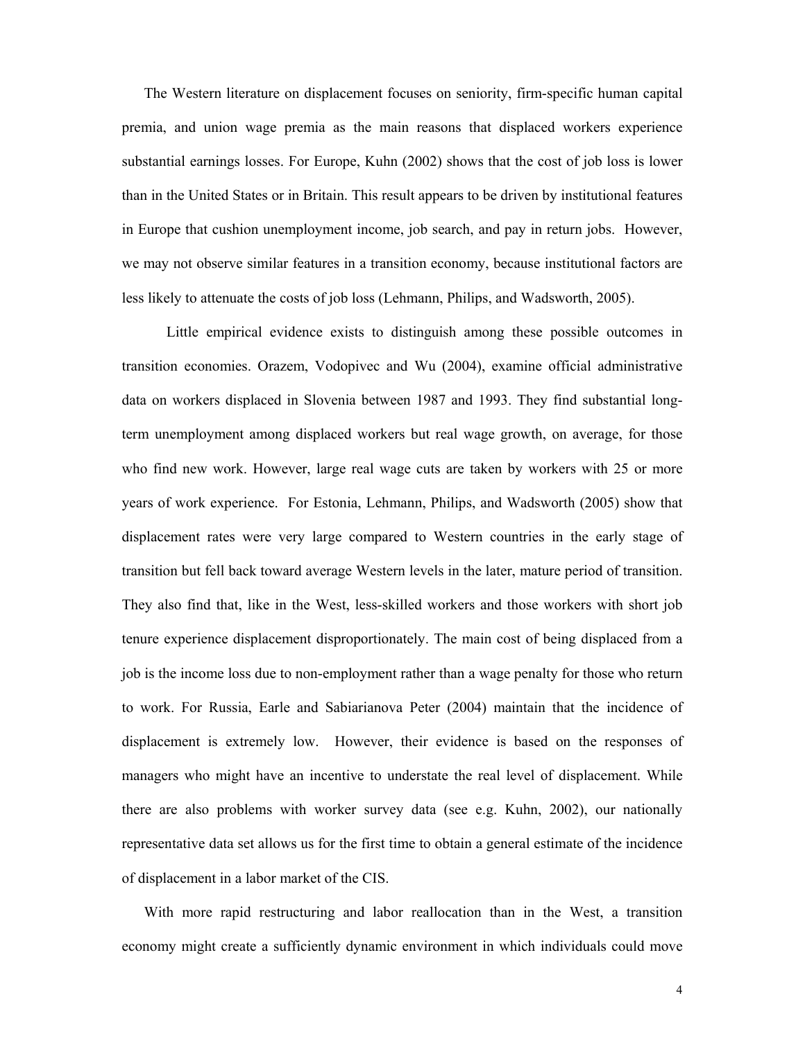The Western literature on displacement focuses on seniority, firm-specific human capital premia, and union wage premia as the main reasons that displaced workers experience substantial earnings losses. For Europe, Kuhn (2002) shows that the cost of job loss is lower than in the United States or in Britain. This result appears to be driven by institutional features in Europe that cushion unemployment income, job search, and pay in return jobs. However, we may not observe similar features in a transition economy, because institutional factors are less likely to attenuate the costs of job loss (Lehmann, Philips, and Wadsworth, 2005).

Little empirical evidence exists to distinguish among these possible outcomes in transition economies. Orazem, Vodopivec and Wu (2004), examine official administrative data on workers displaced in Slovenia between 1987 and 1993. They find substantial long-term unemployment among displaced workers but real wage growth, on average, for those who find new work. However, large real wage cuts are taken by workers with 25 or more years of work experience. For Estonia, Lehmann, Philips, and Wadsworth (2005) show that displacement rates were very large compared to Western countries in the early stage of transition but fell back toward average Western levels in the later, mature period of transition. They also find that, like in the West, less-skilled workers and those workers with short job tenure experience displacement disproportionately. The main cost of being displaced from a job is the income loss due to non-employment rather than a wage penalty for those who return to work. For Russia, Earle and Sabiarianova Peter (2004) maintain that the incidence of displacement is extremely low. However, their evidence is based on the responses of managers who might have an incentive to understate the real level of displacement. While there are also problems with worker survey data (see e.g. Kuhn, 2002), our nationally representative data set allows us for the first time to obtain a general estimate of the incidence of displacement in a labor market of the CIS.

With more rapid restructuring and labor reallocation than in the West, a transition economy might create a sufficiently dynamic environment in which individuals could move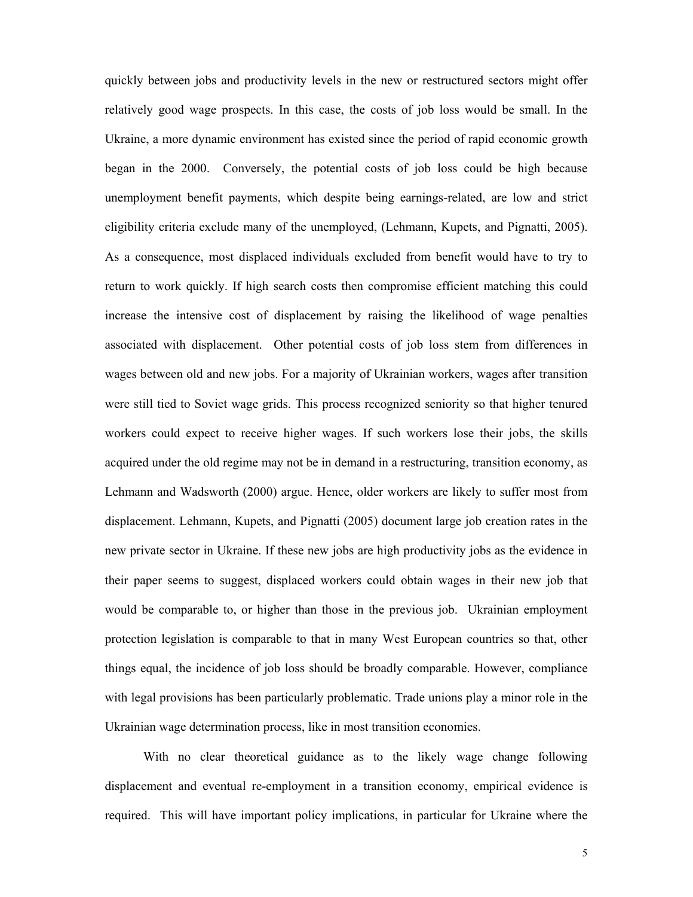quickly between jobs and productivity levels in the new or restructured sectors might offer relatively good wage prospects. In this case, the costs of job loss would be small. In the Ukraine, a more dynamic environment has existed since the period of rapid economic growth began in the 2000. Conversely, the potential costs of job loss could be high because unemployment benefit payments, which despite being earnings-related, are low and strict eligibility criteria exclude many of the unemployed, (Lehmann, Kupets, and Pignatti, 2005). As a consequence, most displaced individuals excluded from benefit would have to try to return to work quickly. If high search costs then compromise efficient matching this could increase the intensive cost of displacement by raising the likelihood of wage penalties associated with displacement. Other potential costs of job loss stem from differences in wages between old and new jobs. For a majority of Ukrainian workers, wages after transition were still tied to Soviet wage grids. This process recognized seniority so that higher tenured workers could expect to receive higher wages. If such workers lose their jobs, the skills acquired under the old regime may not be in demand in a restructuring, transition economy, as Lehmann and Wadsworth (2000) argue. Hence, older workers are likely to suffer most from displacement. Lehmann, Kupets, and Pignatti (2005) document large job creation rates in the new private sector in Ukraine. If these new jobs are high productivity jobs as the evidence in their paper seems to suggest, displaced workers could obtain wages in their new job that would be comparable to, or higher than those in the previous job. Ukrainian employment protection legislation is comparable to that in many West European countries so that, other things equal, the incidence of job loss should be broadly comparable. However, compliance with legal provisions has been particularly problematic. Trade unions play a minor role in the Ukrainian wage determination process, like in most transition economies.

With no clear theoretical guidance as to the likely wage change following displacement and eventual re-employment in a transition economy, empirical evidence is required. This will have important policy implications, in particular for Ukraine where the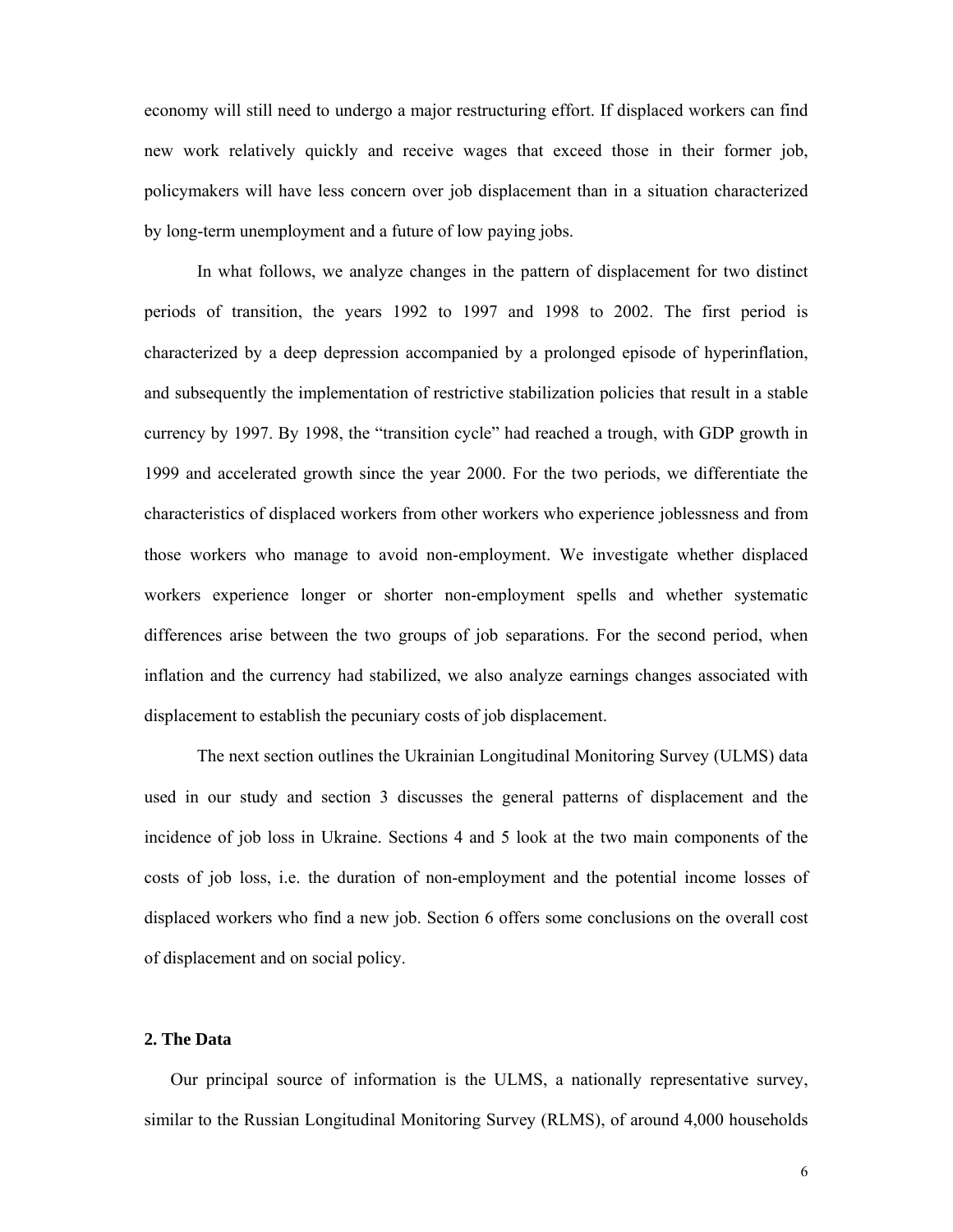economy will still need to undergo a major restructuring effort. If displaced workers can find new work relatively quickly and receive wages that exceed those in their former job, policymakers will have less concern over job displacement than in a situation characterized by long-term unemployment and a future of low paying jobs.

In what follows, we analyze changes in the pattern of displacement for two distinct periods of transition, the years 1992 to 1997 and 1998 to 2002. The first period is characterized by a deep depression accompanied by a prolonged episode of hyperinflation, and subsequently the implementation of restrictive stabilization policies that result in a stable currency by 1997. By 1998, the "transition cycle" had reached a trough, with GDP growth in 1999 and accelerated growth since the year 2000. For the two periods, we differentiate the characteristics of displaced workers from other workers who experience joblessness and from those workers who manage to avoid non-employment. We investigate whether displaced workers experience longer or shorter non-employment spells and whether systematic differences arise between the two groups of job separations. For the second period, when inflation and the currency had stabilized, we also analyze earnings changes associated with displacement to establish the pecuniary costs of job displacement.

The next section outlines the Ukrainian Longitudinal Monitoring Survey (ULMS) data used in our study and section 3 discusses the general patterns of displacement and the incidence of job loss in Ukraine. Sections 4 and 5 look at the two main components of the costs of job loss, i.e. the duration of non-employment and the potential income losses of displaced workers who find a new job. Section 6 offers some conclusions on the overall cost of displacement and on social policy.

## 2. The Data

Our principal source of information is the ULMS, a nationally representative survey, similar to the Russian Longitudinal Monitoring Survey (RLMS), of around 4,000 households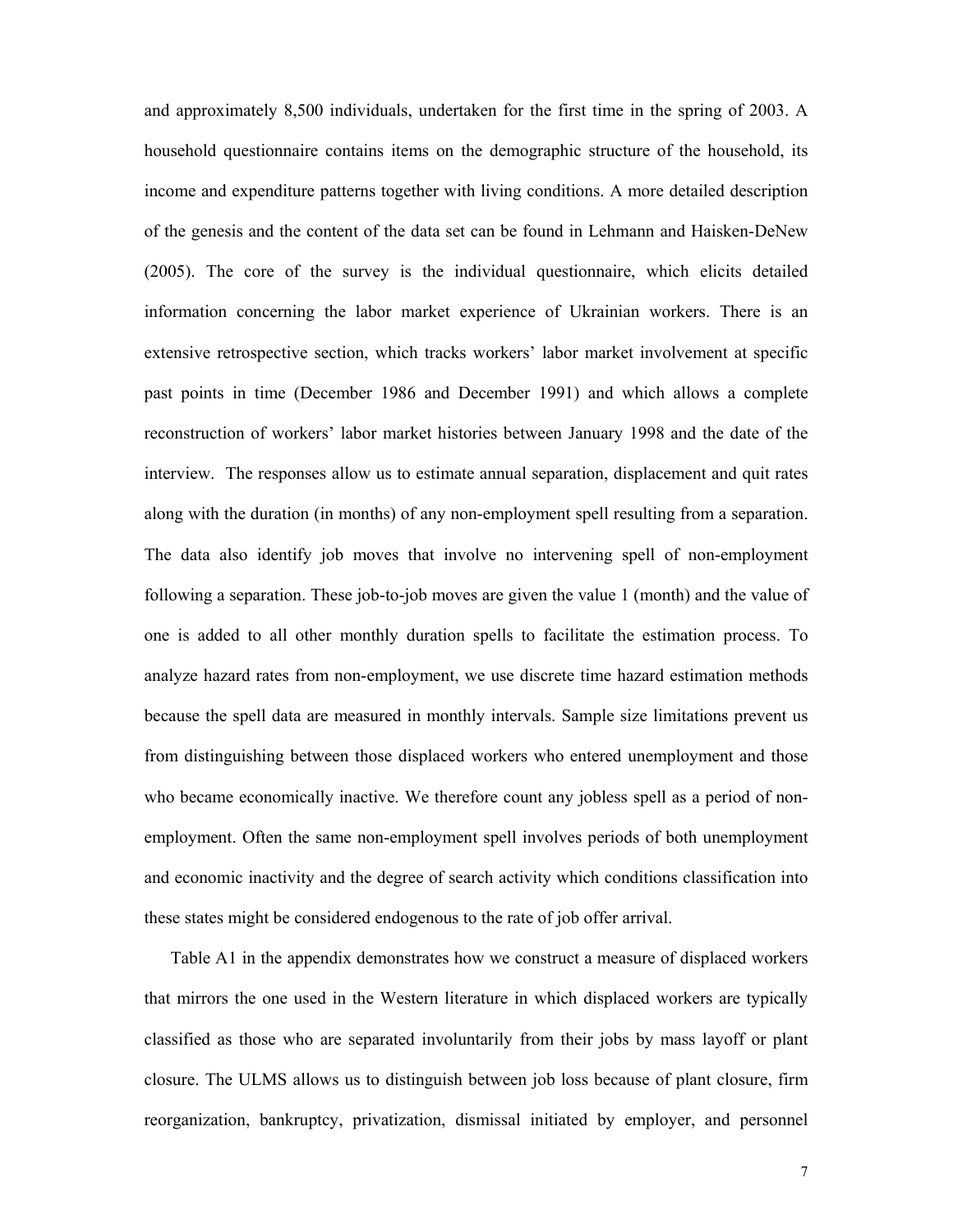and approximately 8,500 individuals, undertaken for the first time in the spring of 2003. A household questionnaire contains items on the demographic structure of the household, its income and expenditure patterns together with living conditions. A more detailed description of the genesis and the content of the data set can be found in Lehmann and Haisken-DeNew (2005). The core of the survey is the individual questionnaire, which elicits detailed information concerning the labor market experience of Ukrainian workers. There is an extensive retrospective section, which tracks workers' labor market involvement at specific past points in time (December 1986 and December 1991) and which allows a complete reconstruction of workers' labor market histories between January 1998 and the date of the interview. The responses allow us to estimate annual separation, displacement and quit rates along with the duration (in months) of any non-employment spell resulting from a separation. The data also identify job moves that involve no intervening spell of non-employment following a separation. These job-to-job moves are given the value 1 (month) and the value of one is added to all other monthly duration spells to facilitate the estimation process. To analyze hazard rates from non-employment, we use discrete time hazard estimation methods because the spell data are measured in monthly intervals. Sample size limitations prevent us from distinguishing between those displaced workers who entered unemployment and those who became economically inactive. We therefore count any jobless spell as a period of non-employment. Often the same non-employment spell involves periods of both unemployment and economic inactivity and the degree of search activity which conditions classification into these states might be considered endogenous to the rate of job offer arrival.

Table A1 in the appendix demonstrates how we construct a measure of displaced workers that mirrors the one used in the Western literature in which displaced workers are typically classified as those who are separated involuntarily from their jobs by mass layoff or plant closure. The ULMS allows us to distinguish between job loss because of plant closure, firm reorganization, bankruptcy, privatization, dismissal initiated by employer, and personnel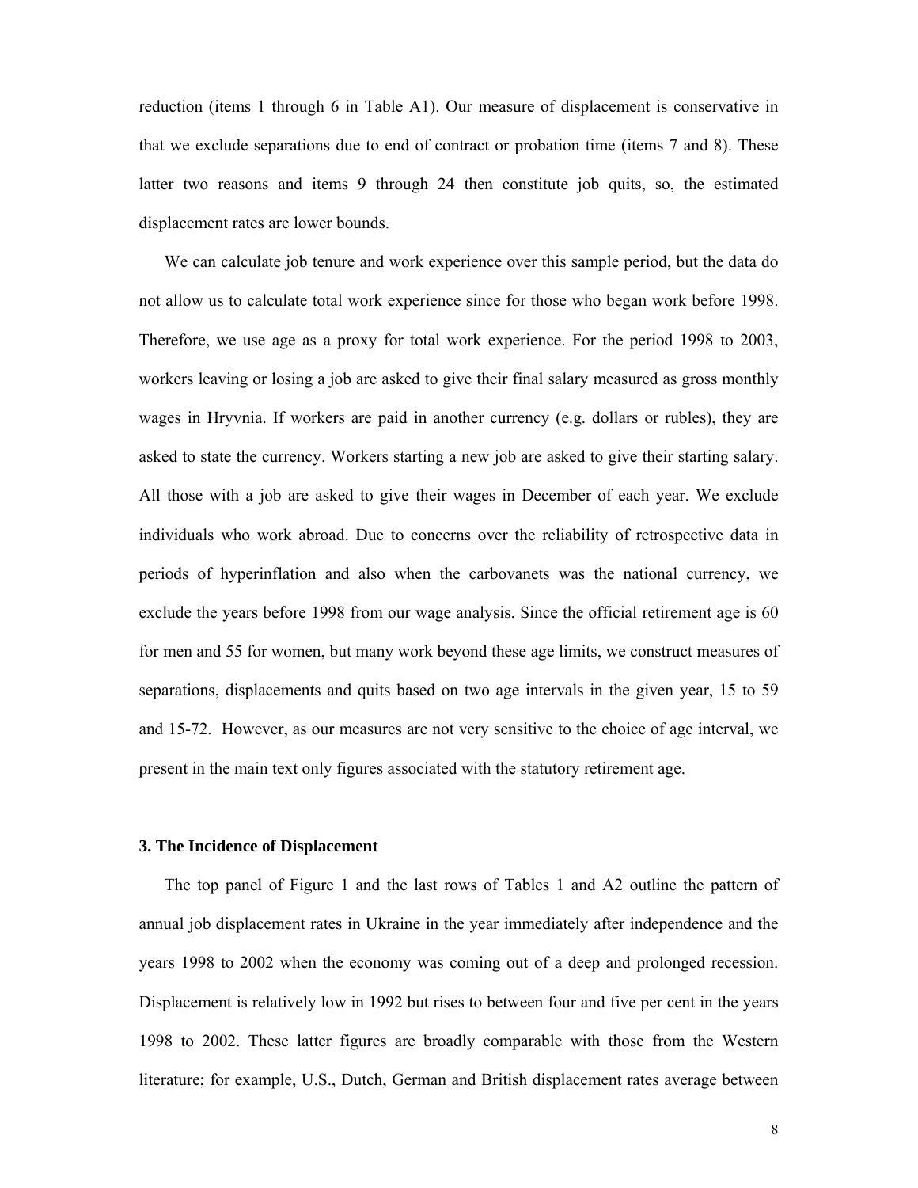reduction (items 1 through 6 in Table A1). Our measure of displacement is conservative in that we exclude separations due to end of contract or probation time (items 7 and 8). These latter two reasons and items 9 through 24 then constitute job quits, so, the estimated displacement rates are lower bounds.

We can calculate job tenure and work experience over this sample period, but the data do not allow us to calculate total work experience since for those who began work before 1998. Therefore, we use age as a proxy for total work experience. For the period 1998 to 2003, workers leaving or losing a job are asked to give their final salary measured as gross monthly wages in Hryvnia. If workers are paid in another currency (e.g. dollars or rubles), they are asked to state the currency. Workers starting a new job are asked to give their starting salary. All those with a job are asked to give their wages in December of each year. We exclude individuals who work abroad. Due to concerns over the reliability of retrospective data in periods of hyperinflation and also when the carbovanets was the national currency, we exclude the years before 1998 from our wage analysis. Since the official retirement age is 60 for men and 55 for women, but many work beyond these age limits, we construct measures of separations, displacements and quits based on two age intervals in the given year, 15 to 59 and 15-72. However, as our measures are not very sensitive to the choice of age interval, we present in the main text only figures associated with the statutory retirement age.

### 3. The Incidence of Displacement

The top panel of Figure 1 and the last rows of Tables 1 and A2 outline the pattern of annual job displacement rates in Ukraine in the year immediately after independence and the years 1998 to 2002 when the economy was coming out of a deep and prolonged recession. Displacement is relatively low in 1992 but rises to between four and five per cent in the years 1998 to 2002. These latter figures are broadly comparable with those from the Western literature; for example, U.S., Dutch, German and British displacement rates average between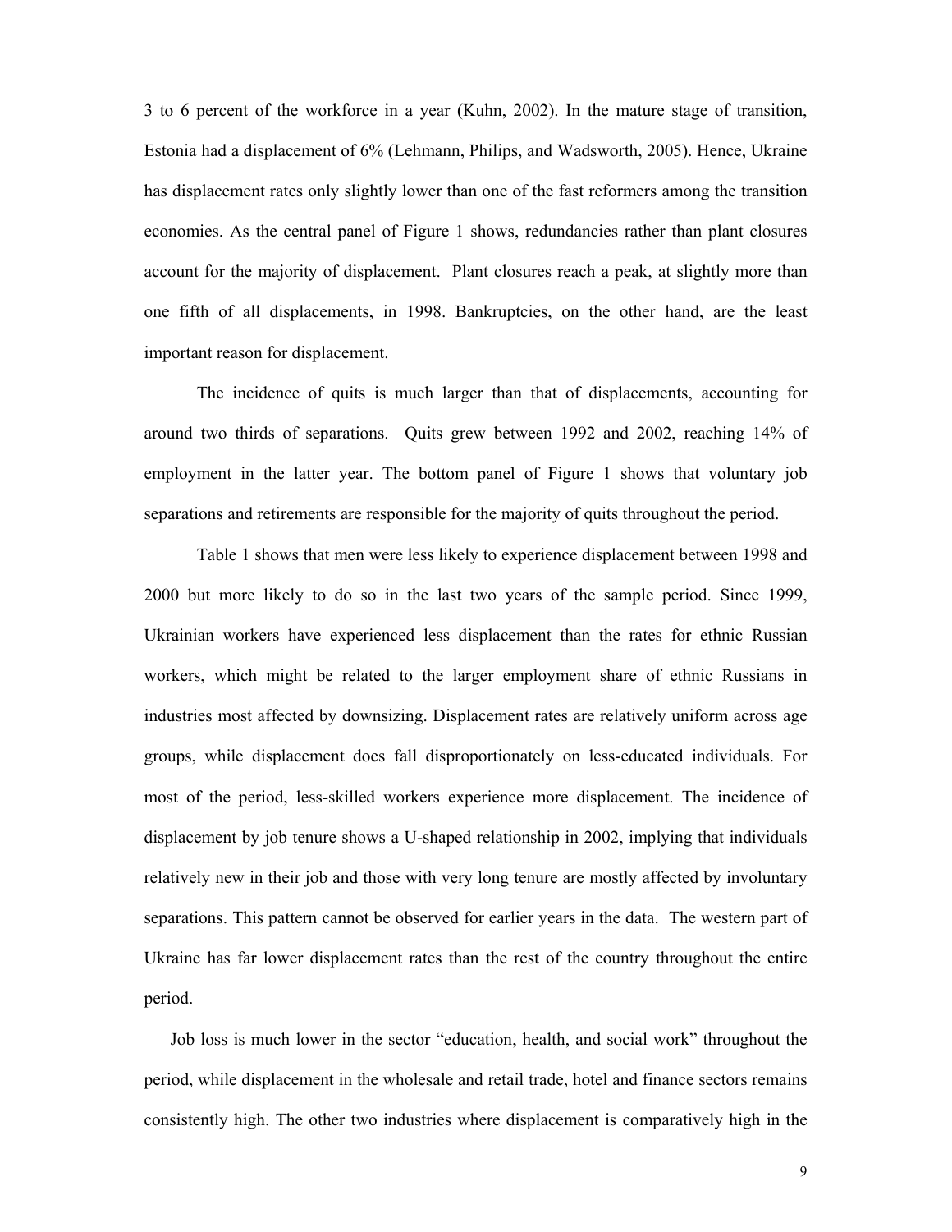3 to 6 percent of the workforce in a year (Kuhn, 2002). In the mature stage of transition, Estonia had a displacement of 6% (Lehmann, Philips, and Wadsworth, 2005). Hence, Ukraine has displacement rates only slightly lower than one of the fast reformers among the transition economies. As the central panel of Figure 1 shows, redundancies rather than plant closures account for the majority of displacement. Plant closures reach a peak, at slightly more than one fifth of all displacements, in 1998. Bankruptcies, on the other hand, are the least important reason for displacement.

The incidence of quits is much larger than that of displacements, accounting for around two thirds of separations. Quits grew between 1992 and 2002, reaching 14% of employment in the latter year. The bottom panel of Figure 1 shows that voluntary job separations and retirements are responsible for the majority of quits throughout the period.

Table 1 shows that men were less likely to experience displacement between 1998 and 2000 but more likely to do so in the last two years of the sample period. Since 1999, Ukrainian workers have experienced less displacement than the rates for ethnic Russian workers, which might be related to the larger employment share of ethnic Russians in industries most affected by downsizing. Displacement rates are relatively uniform across age groups, while displacement does fall disproportionately on less-educated individuals. For most of the period, less-skilled workers experience more displacement. The incidence of displacement by job tenure shows a U-shaped relationship in 2002, implying that individuals relatively new in their job and those with very long tenure are mostly affected by involuntary separations. This pattern cannot be observed for earlier years in the data. The western part of Ukraine has far lower displacement rates than the rest of the country throughout the entire period.

Job loss is much lower in the sector "education, health, and social work" throughout the period, while displacement in the wholesale and retail trade, hotel and finance sectors remains consistently high. The other two industries where displacement is comparatively high in the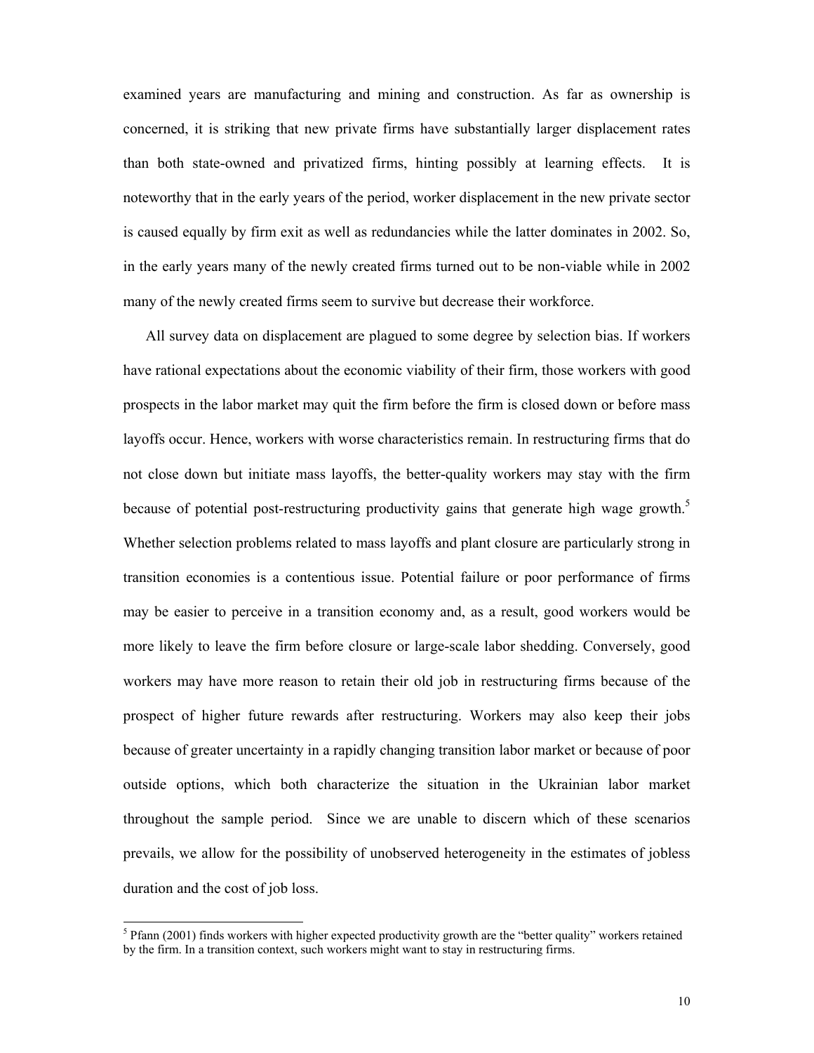examined years are manufacturing and mining and construction. As far as ownership is concerned, it is striking that new private firms have substantially larger displacement rates than both state-owned and privatized firms, hinting possibly at learning effects. It is noteworthy that in the early years of the period, worker displacement in the new private sector is caused equally by firm exit as well as redundancies while the latter dominates in 2002. So, in the early years many of the newly created firms turned out to be non-viable while in 2002 many of the newly created firms seem to survive but decrease their workforce.

All survey data on displacement are plagued to some degree by selection bias. If workers have rational expectations about the economic viability of their firm, those workers with good prospects in the labor market may quit the firm before the firm is closed down or before mass layoffs occur. Hence, workers with worse characteristics remain. In restructuring firms that do not close down but initiate mass layoffs, the better-quality workers may stay with the firm because of potential post-restructuring productivity gains that generate high wage growth.[5] Whether selection problems related to mass layoffs and plant closure are particularly strong in transition economies is a contentious issue. Potential failure or poor performance of firms may be easier to perceive in a transition economy and, as a result, good workers would be more likely to leave the firm before closure or large-scale labor shedding. Conversely, good workers may have more reason to retain their old job in restructuring firms because of the prospect of higher future rewards after restructuring. Workers may also keep their jobs because of greater uncertainty in a rapidly changing transition labor market or because of poor outside options, which both characterize the situation in the Ukrainian labor market throughout the sample period. Since we are unable to discern which of these scenarios prevails, we allow for the possibility of unobserved heterogeneity in the estimates of jobless duration and the cost of job loss.

[5] Pfann (2001) finds workers with higher expected productivity growth are the "better quality" workers retained by the firm. In a transition context, such workers might want to stay in restructuring firms.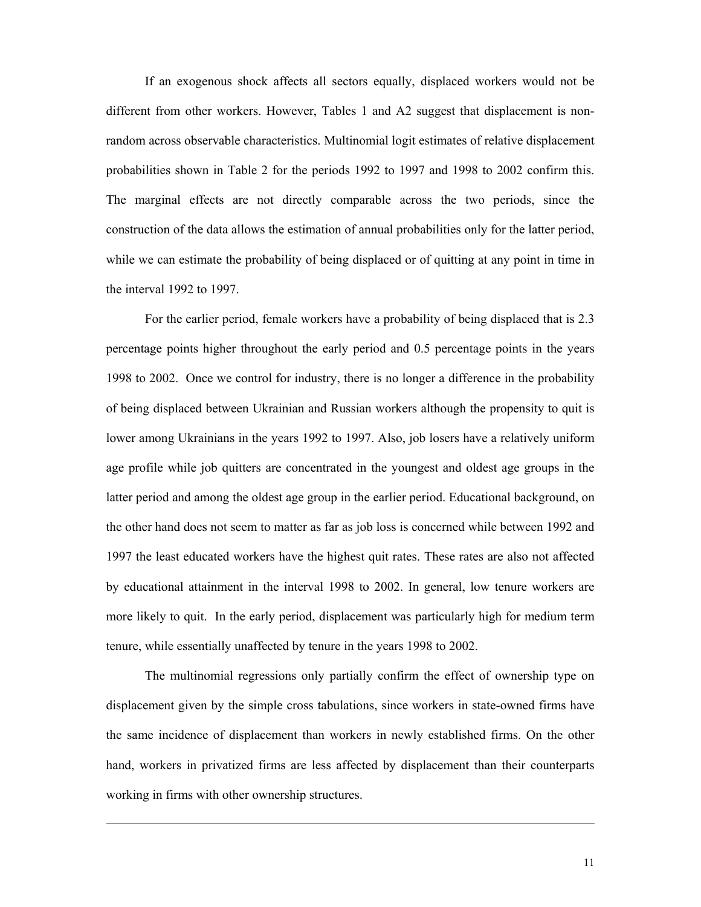If an exogenous shock affects all sectors equally, displaced workers would not be different from other workers. However, Tables 1 and A2 suggest that displacement is non-random across observable characteristics. Multinomial logit estimates of relative displacement probabilities shown in Table 2 for the periods 1992 to 1997 and 1998 to 2002 confirm this. The marginal effects are not directly comparable across the two periods, since the construction of the data allows the estimation of annual probabilities only for the latter period, while we can estimate the probability of being displaced or of quitting at any point in time in the interval 1992 to 1997.

For the earlier period, female workers have a probability of being displaced that is 2.3 percentage points higher throughout the early period and 0.5 percentage points in the years 1998 to 2002. Once we control for industry, there is no longer a difference in the probability of being displaced between Ukrainian and Russian workers although the propensity to quit is lower among Ukrainians in the years 1992 to 1997. Also, job losers have a relatively uniform age profile while job quitters are concentrated in the youngest and oldest age groups in the latter period and among the oldest age group in the earlier period. Educational background, on the other hand does not seem to matter as far as job loss is concerned while between 1992 and 1997 the least educated workers have the highest quit rates. These rates are also not affected by educational attainment in the interval 1998 to 2002. In general, low tenure workers are more likely to quit. In the early period, displacement was particularly high for medium term tenure, while essentially unaffected by tenure in the years 1998 to 2002.

The multinomial regressions only partially confirm the effect of ownership type on displacement given by the simple cross tabulations, since workers in state-owned firms have the same incidence of displacement than workers in newly established firms. On the other hand, workers in privatized firms are less affected by displacement than their counterparts working in firms with other ownership structures.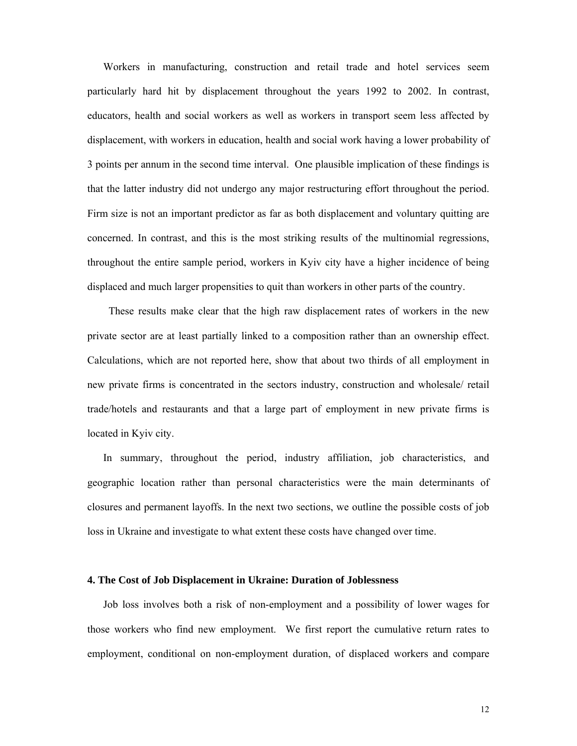Workers in manufacturing, construction and retail trade and hotel services seem particularly hard hit by displacement throughout the years 1992 to 2002. In contrast, educators, health and social workers as well as workers in transport seem less affected by displacement, with workers in education, health and social work having a lower probability of 3 points per annum in the second time interval. One plausible implication of these findings is that the latter industry did not undergo any major restructuring effort throughout the period. Firm size is not an important predictor as far as both displacement and voluntary quitting are concerned. In contrast, and this is the most striking results of the multinomial regressions, throughout the entire sample period, workers in Kyiv city have a higher incidence of being displaced and much larger propensities to quit than workers in other parts of the country.

These results make clear that the high raw displacement rates of workers in the new private sector are at least partially linked to a composition rather than an ownership effect. Calculations, which are not reported here, show that about two thirds of all employment in new private firms is concentrated in the sectors industry, construction and wholesale/ retail trade/hotels and restaurants and that a large part of employment in new private firms is located in Kyiv city.

In summary, throughout the period, industry affiliation, job characteristics, and geographic location rather than personal characteristics were the main determinants of closures and permanent layoffs. In the next two sections, we outline the possible costs of job loss in Ukraine and investigate to what extent these costs have changed over time.

## 4. The Cost of Job Displacement in Ukraine: Duration of Joblessness

Job loss involves both a risk of non-employment and a possibility of lower wages for those workers who find new employment. We first report the cumulative return rates to employment, conditional on non-employment duration, of displaced workers and compare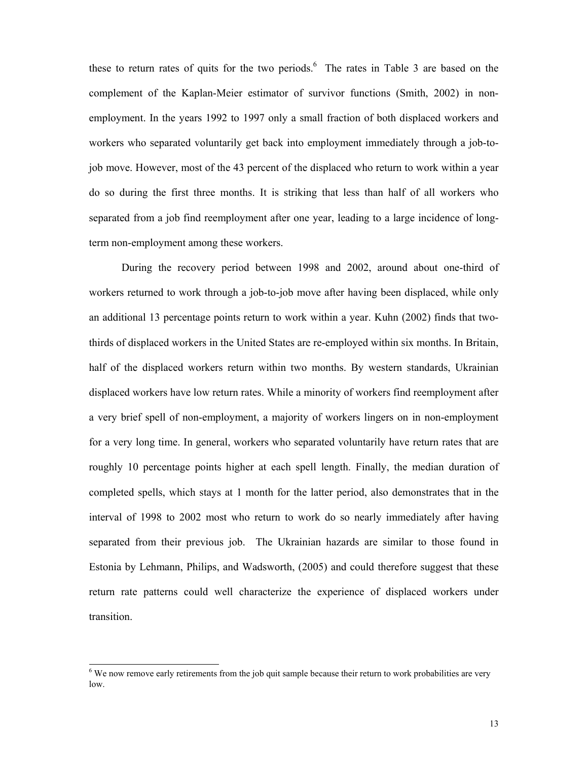these to return rates of quits for the two periods.[6] The rates in Table 3 are based on the complement of the Kaplan-Meier estimator of survivor functions (Smith, 2002) in non-employment. In the years 1992 to 1997 only a small fraction of both displaced workers and workers who separated voluntarily get back into employment immediately through a job-to-job move. However, most of the 43 percent of the displaced who return to work within a year do so during the first three months. It is striking that less than half of all workers who separated from a job find reemployment after one year, leading to a large incidence of long-term non-employment among these workers.

During the recovery period between 1998 and 2002, around about one-third of workers returned to work through a job-to-job move after having been displaced, while only an additional 13 percentage points return to work within a year. Kuhn (2002) finds that two-thirds of displaced workers in the United States are re-employed within six months. In Britain, half of the displaced workers return within two months. By western standards, Ukrainian displaced workers have low return rates. While a minority of workers find reemployment after a very brief spell of non-employment, a majority of workers lingers on in non-employment for a very long time. In general, workers who separated voluntarily have return rates that are roughly 10 percentage points higher at each spell length. Finally, the median duration of completed spells, which stays at 1 month for the latter period, also demonstrates that in the interval of 1998 to 2002 most who return to work do so nearly immediately after having separated from their previous job. The Ukrainian hazards are similar to those found in Estonia by Lehmann, Philips, and Wadsworth, (2005) and could therefore suggest that these return rate patterns could well characterize the experience of displaced workers under transition.

[6] We now remove early retirements from the job quit sample because their return to work probabilities are very low.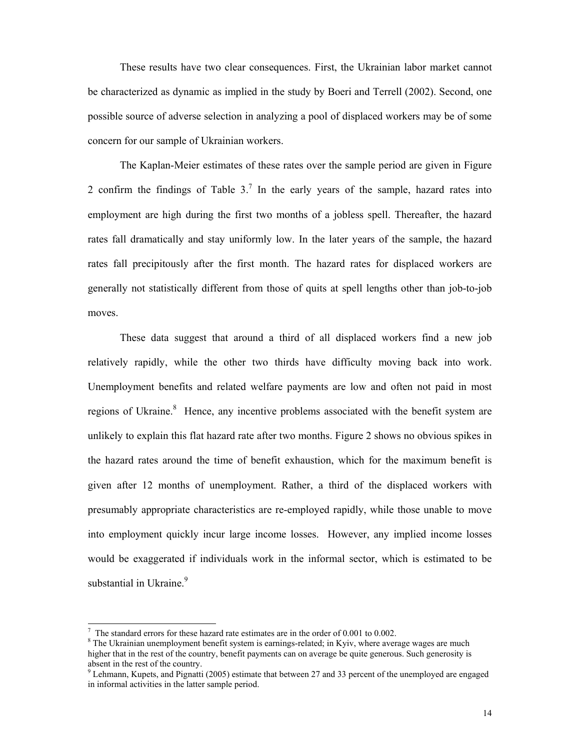These results have two clear consequences. First, the Ukrainian labor market cannot be characterized as dynamic as implied in the study by Boeri and Terrell (2002). Second, one possible source of adverse selection in analyzing a pool of displaced workers may be of some concern for our sample of Ukrainian workers.

The Kaplan-Meier estimates of these rates over the sample period are given in Figure 2 confirm the findings of Table 3.[7] In the early years of the sample, hazard rates into employment are high during the first two months of a jobless spell. Thereafter, the hazard rates fall dramatically and stay uniformly low. In the later years of the sample, the hazard rates fall precipitously after the first month. The hazard rates for displaced workers are generally not statistically different from those of quits at spell lengths other than job-to-job moves.

These data suggest that around a third of all displaced workers find a new job relatively rapidly, while the other two thirds have difficulty moving back into work. Unemployment benefits and related welfare payments are low and often not paid in most regions of Ukraine.[8] Hence, any incentive problems associated with the benefit system are unlikely to explain this flat hazard rate after two months. Figure 2 shows no obvious spikes in the hazard rates around the time of benefit exhaustion, which for the maximum benefit is given after 12 months of unemployment. Rather, a third of the displaced workers with presumably appropriate characteristics are re-employed rapidly, while those unable to move into employment quickly incur large income losses. However, any implied income losses would be exaggerated if individuals work in the informal sector, which is estimated to be substantial in Ukraine.[9]

---

[7] The standard errors for these hazard rate estimates are in the order of 0.001 to 0.002.

[8] The Ukrainian unemployment benefit system is earnings-related; in Kyiv, where average wages are much higher that in the rest of the country, benefit payments can on average be quite generous. Such generosity is absent in the rest of the country.

[9] Lehmann, Kupets, and Pignatti (2005) estimate that between 27 and 33 percent of the unemployed are engaged in informal activities in the latter sample period.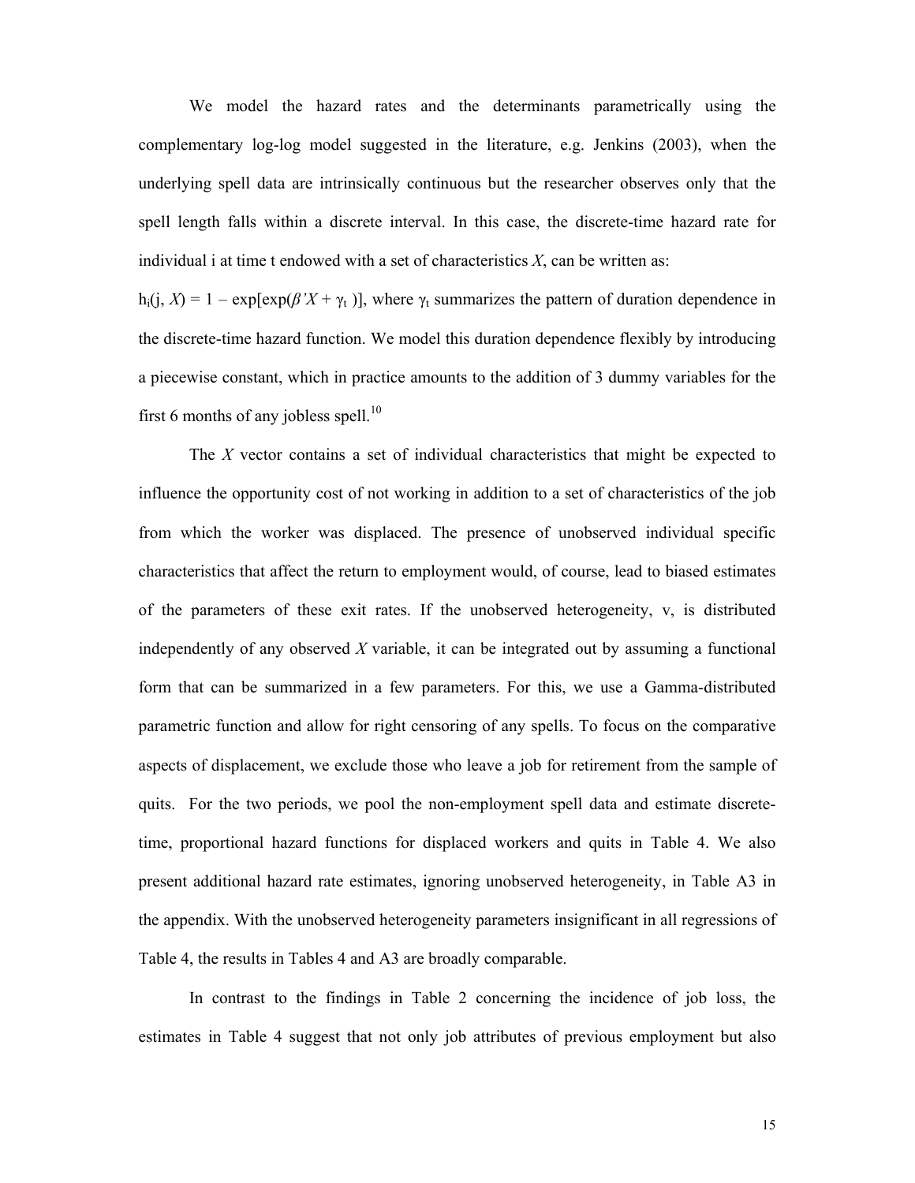We model the hazard rates and the determinants parametrically using the complementary log-log model suggested in the literature, e.g. Jenkins (2003), when the underlying spell data are intrinsically continuous but the researcher observes only that the spell length falls within a discrete interval. In this case, the discrete-time hazard rate for individual i at time t endowed with a set of characteristics *X*, can be written as:

$h_i(j, X) = 1 - \exp[\exp(\beta' X + \gamma_t)]$, where $\gamma_t$ summarizes the pattern of duration dependence in the discrete-time hazard function. We model this duration dependence flexibly by introducing a piecewise constant, which in practice amounts to the addition of 3 dummy variables for the first 6 months of any jobless spell.[10]

The *X* vector contains a set of individual characteristics that might be expected to influence the opportunity cost of not working in addition to a set of characteristics of the job from which the worker was displaced. The presence of unobserved individual specific characteristics that affect the return to employment would, of course, lead to biased estimates of the parameters of these exit rates. If the unobserved heterogeneity, v, is distributed independently of any observed *X* variable, it can be integrated out by assuming a functional form that can be summarized in a few parameters. For this, we use a Gamma-distributed parametric function and allow for right censoring of any spells. To focus on the comparative aspects of displacement, we exclude those who leave a job for retirement from the sample of quits. For the two periods, we pool the non-employment spell data and estimate discrete-time, proportional hazard functions for displaced workers and quits in Table 4. We also present additional hazard rate estimates, ignoring unobserved heterogeneity, in Table A3 in the appendix. With the unobserved heterogeneity parameters insignificant in all regressions of Table 4, the results in Tables 4 and A3 are broadly comparable.

In contrast to the findings in Table 2 concerning the incidence of job loss, the estimates in Table 4 suggest that not only job attributes of previous employment but also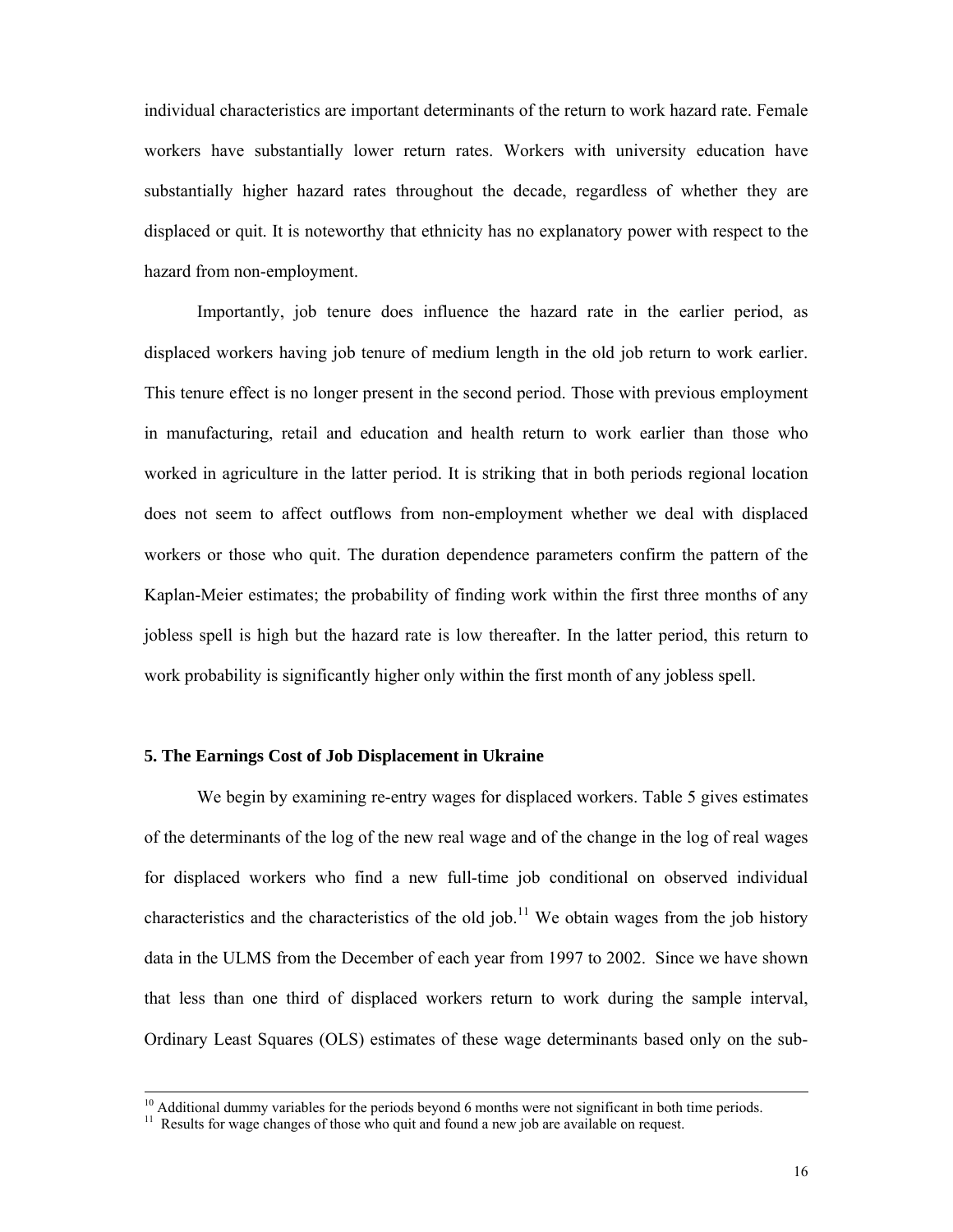individual characteristics are important determinants of the return to work hazard rate. Female workers have substantially lower return rates. Workers with university education have substantially higher hazard rates throughout the decade, regardless of whether they are displaced or quit. It is noteworthy that ethnicity has no explanatory power with respect to the hazard from non-employment.

Importantly, job tenure does influence the hazard rate in the earlier period, as displaced workers having job tenure of medium length in the old job return to work earlier. This tenure effect is no longer present in the second period. Those with previous employment in manufacturing, retail and education and health return to work earlier than those who worked in agriculture in the latter period. It is striking that in both periods regional location does not seem to affect outflows from non-employment whether we deal with displaced workers or those who quit. The duration dependence parameters confirm the pattern of the Kaplan-Meier estimates; the probability of finding work within the first three months of any jobless spell is high but the hazard rate is low thereafter. In the latter period, this return to work probability is significantly higher only within the first month of any jobless spell.

### 5. The Earnings Cost of Job Displacement in Ukraine

We begin by examining re-entry wages for displaced workers. Table 5 gives estimates of the determinants of the log of the new real wage and of the change in the log of real wages for displaced workers who find a new full-time job conditional on observed individual characteristics and the characteristics of the old job.[11] We obtain wages from the job history data in the ULMS from the December of each year from 1997 to 2002. Since we have shown that less than one third of displaced workers return to work during the sample interval, Ordinary Least Squares (OLS) estimates of these wage determinants based only on the sub-

---

[10] Additional dummy variables for the periods beyond 6 months were not significant in both time periods.

[11] Results for wage changes of those who quit and found a new job are available on request.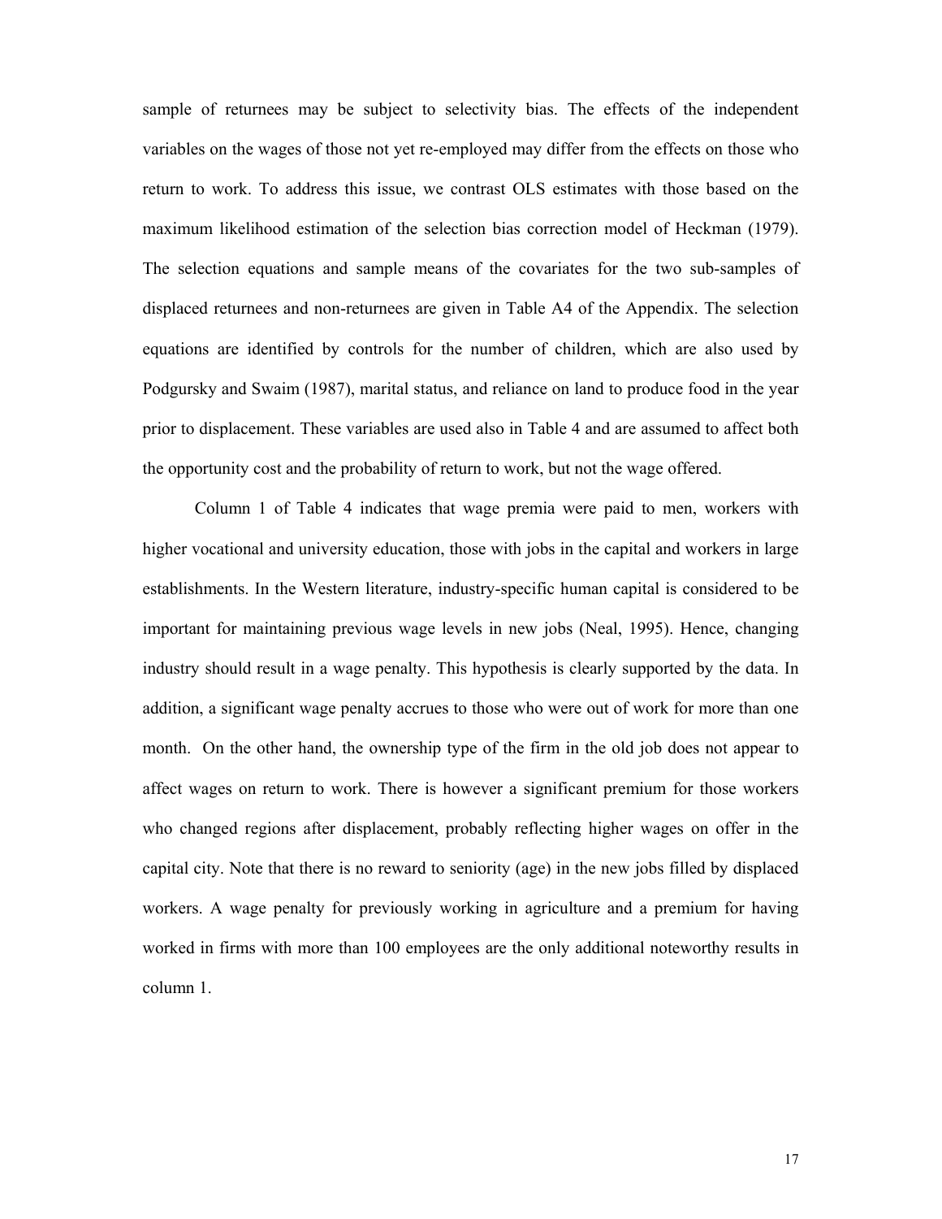sample of returnees may be subject to selectivity bias. The effects of the independent variables on the wages of those not yet re-employed may differ from the effects on those who return to work. To address this issue, we contrast OLS estimates with those based on the maximum likelihood estimation of the selection bias correction model of Heckman (1979). The selection equations and sample means of the covariates for the two sub-samples of displaced returnees and non-returnees are given in Table A4 of the Appendix. The selection equations are identified by controls for the number of children, which are also used by Podgursky and Swaim (1987), marital status, and reliance on land to produce food in the year prior to displacement. These variables are used also in Table 4 and are assumed to affect both the opportunity cost and the probability of return to work, but not the wage offered.

Column 1 of Table 4 indicates that wage premia were paid to men, workers with higher vocational and university education, those with jobs in the capital and workers in large establishments. In the Western literature, industry-specific human capital is considered to be important for maintaining previous wage levels in new jobs (Neal, 1995). Hence, changing industry should result in a wage penalty. This hypothesis is clearly supported by the data. In addition, a significant wage penalty accrues to those who were out of work for more than one month. On the other hand, the ownership type of the firm in the old job does not appear to affect wages on return to work. There is however a significant premium for those workers who changed regions after displacement, probably reflecting higher wages on offer in the capital city. Note that there is no reward to seniority (age) in the new jobs filled by displaced workers. A wage penalty for previously working in agriculture and a premium for having worked in firms with more than 100 employees are the only additional noteworthy results in column 1.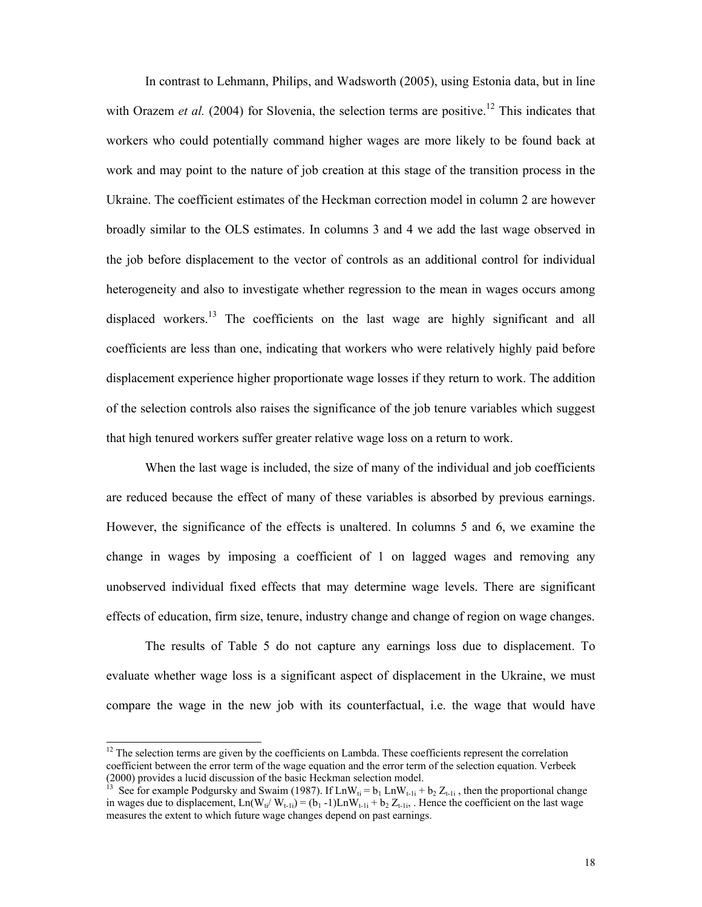In contrast to Lehmann, Philips, and Wadsworth (2005), using Estonia data, but in line with Orazem *et al.* (2004) for Slovenia, the selection terms are positive.[12] This indicates that workers who could potentially command higher wages are more likely to be found back at work and may point to the nature of job creation at this stage of the transition process in the Ukraine. The coefficient estimates of the Heckman correction model in column 2 are however broadly similar to the OLS estimates. In columns 3 and 4 we add the last wage observed in the job before displacement to the vector of controls as an additional control for individual heterogeneity and also to investigate whether regression to the mean in wages occurs among displaced workers.[13] The coefficients on the last wage are highly significant and all coefficients are less than one, indicating that workers who were relatively highly paid before displacement experience higher proportionate wage losses if they return to work. The addition of the selection controls also raises the significance of the job tenure variables which suggest that high tenured workers suffer greater relative wage loss on a return to work.

When the last wage is included, the size of many of the individual and job coefficients are reduced because the effect of many of these variables is absorbed by previous earnings. However, the significance of the effects is unaltered. In columns 5 and 6, we examine the change in wages by imposing a coefficient of 1 on lagged wages and removing any unobserved individual fixed effects that may determine wage levels. There are significant effects of education, firm size, tenure, industry change and change of region on wage changes.

The results of Table 5 do not capture any earnings loss due to displacement. To evaluate whether wage loss is a significant aspect of displacement in the Ukraine, we must compare the wage in the new job with its counterfactual, i.e. the wage that would have

---

[12] The selection terms are given by the coefficients on Lambda. These coefficients represent the correlation coefficient between the error term of the wage equation and the error term of the selection equation. Verbeek (2000) provides a lucid discussion of the basic Heckman selection model.

[13] See for example Podgursky and Swaim (1987). If $LnW_{ti} = b_1 LnW_{t-1i} + b_2 Z_{t-1i}$ , then the proportional change in wages due to displacement, $Ln(W_{ti}/W_{t-1i}) = (b_1 - 1)LnW_{t-1i} + b_2 Z_{t-1i}$, . Hence the coefficient on the last wage measures the extent to which future wage changes depend on past earnings.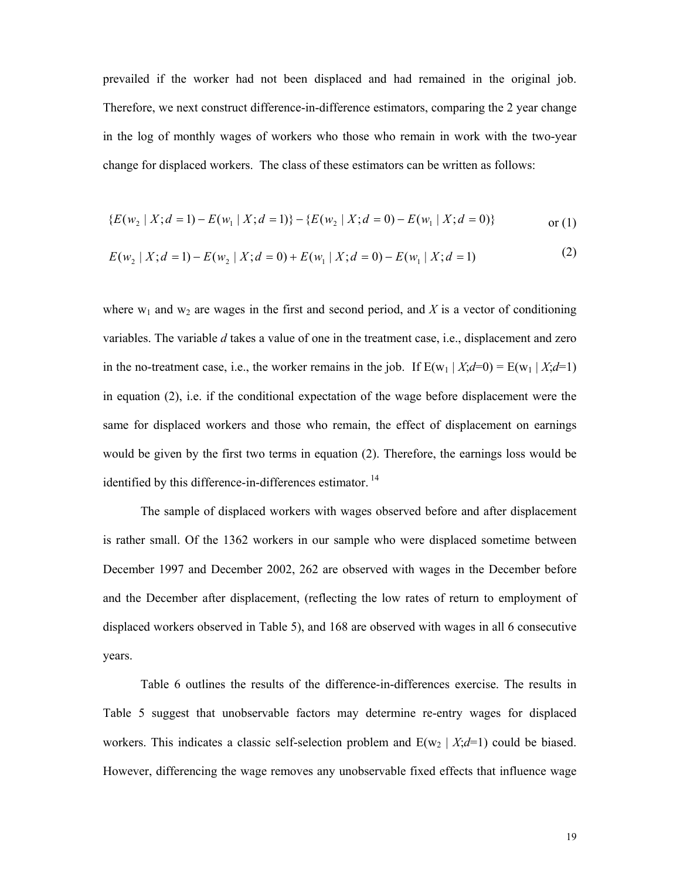prevailed if the worker had not been displaced and had remained in the original job. Therefore, we next construct difference-in-difference estimators, comparing the 2 year change in the log of monthly wages of workers who those who remain in work with the two-year change for displaced workers. The class of these estimators can be written as follows:

$$\{E(w_2 \mid X; d = 1) - E(w_1 \mid X; d = 1)\} - \{E(w_2 \mid X; d = 0) - E(w_1 \mid X; d = 0)\} \qquad \text{or (1)}$$

$$E(w_2 \mid X; d = 1) - E(w_2 \mid X; d = 0) + E(w_1 \mid X; d = 0) - E(w_1 \mid X; d = 1) \qquad (2)$$

where $w_1$ and $w_2$ are wages in the first and second period, and $X$ is a vector of conditioning variables. The variable $d$ takes a value of one in the treatment case, i.e., displacement and zero in the no-treatment case, i.e., the worker remains in the job. If $E(w_1 \mid X;d=0) = E(w_1 \mid X;d=1)$ in equation (2), i.e. if the conditional expectation of the wage before displacement were the same for displaced workers and those who remain, the effect of displacement on earnings would be given by the first two terms in equation (2). Therefore, the earnings loss would be identified by this difference-in-differences estimator. [14]

The sample of displaced workers with wages observed before and after displacement is rather small. Of the 1362 workers in our sample who were displaced sometime between December 1997 and December 2002, 262 are observed with wages in the December before and the December after displacement, (reflecting the low rates of return to employment of displaced workers observed in Table 5), and 168 are observed with wages in all 6 consecutive years.

Table 6 outlines the results of the difference-in-differences exercise. The results in Table 5 suggest that unobservable factors may determine re-entry wages for displaced workers. This indicates a classic self-selection problem and $E(w_2 \mid X;d=1)$ could be biased. However, differencing the wage removes any unobservable fixed effects that influence wage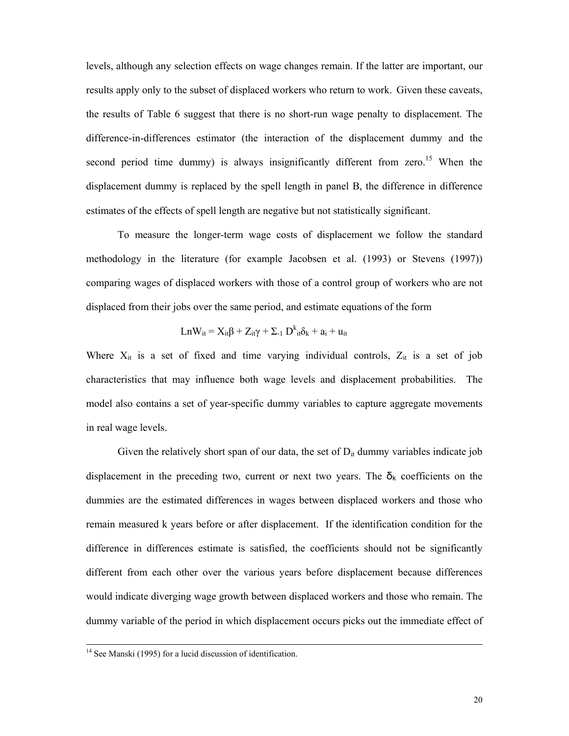levels, although any selection effects on wage changes remain. If the latter are important, our results apply only to the subset of displaced workers who return to work. Given these caveats, the results of Table 6 suggest that there is no short-run wage penalty to displacement. The difference-in-differences estimator (the interaction of the displacement dummy and the second period time dummy) is always insignificantly different from zero.[15] When the displacement dummy is replaced by the spell length in panel B, the difference in difference estimates of the effects of spell length are negative but not statistically significant.

To measure the longer-term wage costs of displacement we follow the standard methodology in the literature (for example Jacobsen et al. (1993) or Stevens (1997)) comparing wages of displaced workers with those of a control group of workers who are not displaced from their jobs over the same period, and estimate equations of the form

$$LnW_{it} = X_{it}\beta + Z_{it}\gamma + \Sigma_{-1} D^{k}_{it}\delta_k + a_i + u_{it}$$

Where $X_{it}$ is a set of fixed and time varying individual controls, $Z_{it}$ is a set of job characteristics that may influence both wage levels and displacement probabilities. The model also contains a set of year-specific dummy variables to capture aggregate movements in real wage levels.

Given the relatively short span of our data, the set of $D_{it}$ dummy variables indicate job displacement in the preceding two, current or next two years. The $\delta_k$ coefficients on the dummies are the estimated differences in wages between displaced workers and those who remain measured k years before or after displacement. If the identification condition for the difference in differences estimate is satisfied, the coefficients should not be significantly different from each other over the various years before displacement because differences would indicate diverging wage growth between displaced workers and those who remain. The dummy variable of the period in which displacement occurs picks out the immediate effect of

---

[14] See Manski (1995) for a lucid discussion of identification.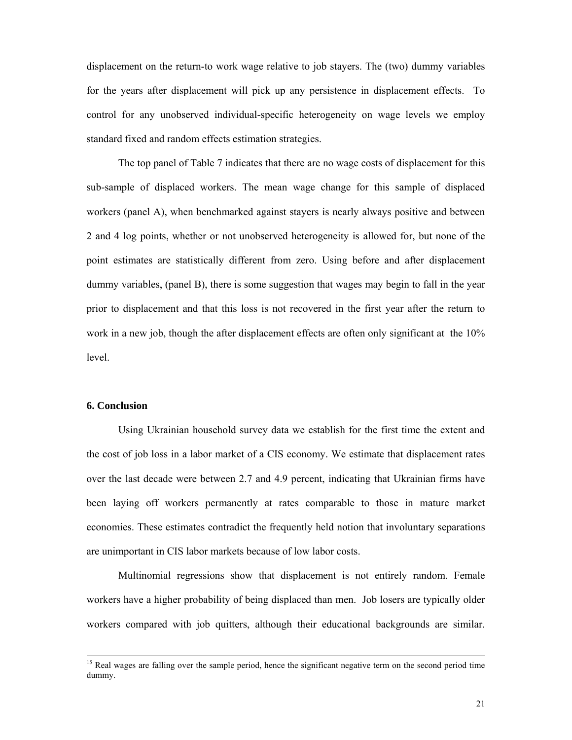displacement on the return-to work wage relative to job stayers. The (two) dummy variables for the years after displacement will pick up any persistence in displacement effects. To control for any unobserved individual-specific heterogeneity on wage levels we employ standard fixed and random effects estimation strategies.

The top panel of Table 7 indicates that there are no wage costs of displacement for this sub-sample of displaced workers. The mean wage change for this sample of displaced workers (panel A), when benchmarked against stayers is nearly always positive and between 2 and 4 log points, whether or not unobserved heterogeneity is allowed for, but none of the point estimates are statistically different from zero. Using before and after displacement dummy variables, (panel B), there is some suggestion that wages may begin to fall in the year prior to displacement and that this loss is not recovered in the first year after the return to work in a new job, though the after displacement effects are often only significant at the 10% level.

## 6. Conclusion

Using Ukrainian household survey data we establish for the first time the extent and the cost of job loss in a labor market of a CIS economy. We estimate that displacement rates over the last decade were between 2.7 and 4.9 percent, indicating that Ukrainian firms have been laying off workers permanently at rates comparable to those in mature market economies. These estimates contradict the frequently held notion that involuntary separations are unimportant in CIS labor markets because of low labor costs.

Multinomial regressions show that displacement is not entirely random. Female workers have a higher probability of being displaced than men. Job losers are typically older workers compared with job quitters, although their educational backgrounds are similar.

---

[15] Real wages are falling over the sample period, hence the significant negative term on the second period time dummy.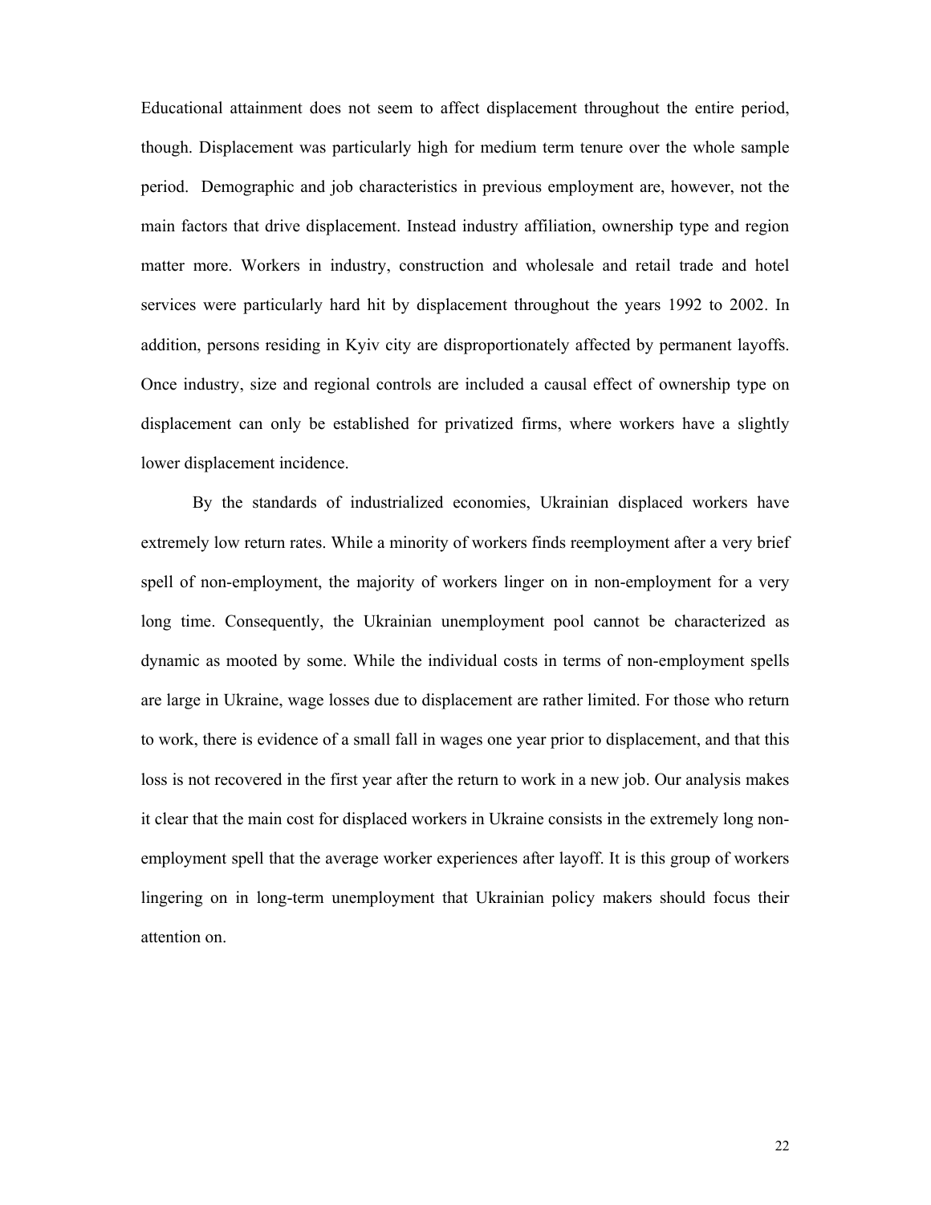Educational attainment does not seem to affect displacement throughout the entire period, though. Displacement was particularly high for medium term tenure over the whole sample period. Demographic and job characteristics in previous employment are, however, not the main factors that drive displacement. Instead industry affiliation, ownership type and region matter more. Workers in industry, construction and wholesale and retail trade and hotel services were particularly hard hit by displacement throughout the years 1992 to 2002. In addition, persons residing in Kyiv city are disproportionately affected by permanent layoffs. Once industry, size and regional controls are included a causal effect of ownership type on displacement can only be established for privatized firms, where workers have a slightly lower displacement incidence.

By the standards of industrialized economies, Ukrainian displaced workers have extremely low return rates. While a minority of workers finds reemployment after a very brief spell of non-employment, the majority of workers linger on in non-employment for a very long time. Consequently, the Ukrainian unemployment pool cannot be characterized as dynamic as mooted by some. While the individual costs in terms of non-employment spells are large in Ukraine, wage losses due to displacement are rather limited. For those who return to work, there is evidence of a small fall in wages one year prior to displacement, and that this loss is not recovered in the first year after the return to work in a new job. Our analysis makes it clear that the main cost for displaced workers in Ukraine consists in the extremely long non-employment spell that the average worker experiences after layoff. It is this group of workers lingering on in long-term unemployment that Ukrainian policy makers should focus their attention on.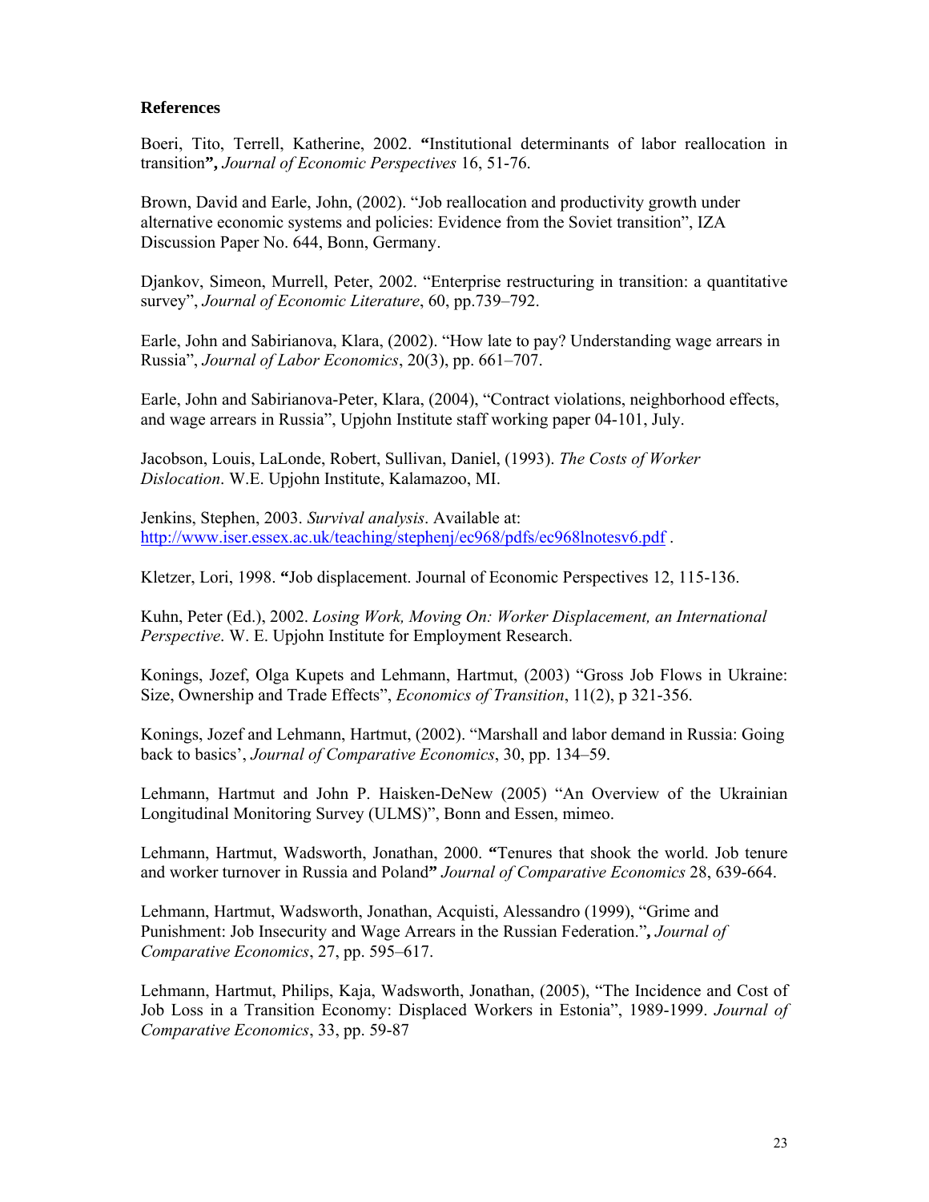## References

Boeri, Tito, Terrell, Katherine, 2002. **"**Institutional determinants of labor reallocation in transition**",** *Journal of Economic Perspectives* 16, 51-76.

Brown, David and Earle, John, (2002). "Job reallocation and productivity growth under alternative economic systems and policies: Evidence from the Soviet transition", IZA Discussion Paper No. 644, Bonn, Germany.

Djankov, Simeon, Murrell, Peter, 2002. "Enterprise restructuring in transition: a quantitative survey", *Journal of Economic Literature*, 60, pp.739–792.

Earle, John and Sabirianova, Klara, (2002). "How late to pay? Understanding wage arrears in Russia", *Journal of Labor Economics*, 20(3), pp. 661–707.

Earle, John and Sabirianova-Peter, Klara, (2004), "Contract violations, neighborhood effects, and wage arrears in Russia", Upjohn Institute staff working paper 04-101, July.

Jacobson, Louis, LaLonde, Robert, Sullivan, Daniel, (1993). *The Costs of Worker Dislocation*. W.E. Upjohn Institute, Kalamazoo, MI.

Jenkins, Stephen, 2003. *Survival analysis*. Available at: http://www.iser.essex.ac.uk/teaching/stephenj/ec968/pdfs/ec968lnotesv6.pdf .

Kletzer, Lori, 1998. **"**Job displacement. Journal of Economic Perspectives 12, 115-136.

Kuhn, Peter (Ed.), 2002. *Losing Work, Moving On: Worker Displacement, an International Perspective*. W. E. Upjohn Institute for Employment Research.

Konings, Jozef, Olga Kupets and Lehmann, Hartmut, (2003) "Gross Job Flows in Ukraine: Size, Ownership and Trade Effects", *Economics of Transition*, 11(2), p 321-356.

Konings, Jozef and Lehmann, Hartmut, (2002). "Marshall and labor demand in Russia: Going back to basics', *Journal of Comparative Economics*, 30, pp. 134–59.

Lehmann, Hartmut and John P. Haisken-DeNew (2005) "An Overview of the Ukrainian Longitudinal Monitoring Survey (ULMS)", Bonn and Essen, mimeo.

Lehmann, Hartmut, Wadsworth, Jonathan, 2000. **"**Tenures that shook the world. Job tenure and worker turnover in Russia and Poland**"** *Journal of Comparative Economics* 28, 639-664.

Lehmann, Hartmut, Wadsworth, Jonathan, Acquisti, Alessandro (1999), "Grime and Punishment: Job Insecurity and Wage Arrears in the Russian Federation."**,** *Journal of Comparative Economics*, 27, pp. 595–617.

Lehmann, Hartmut, Philips, Kaja, Wadsworth, Jonathan, (2005), "The Incidence and Cost of Job Loss in a Transition Economy: Displaced Workers in Estonia", 1989-1999. *Journal of Comparative Economics*, 33, pp. 59-87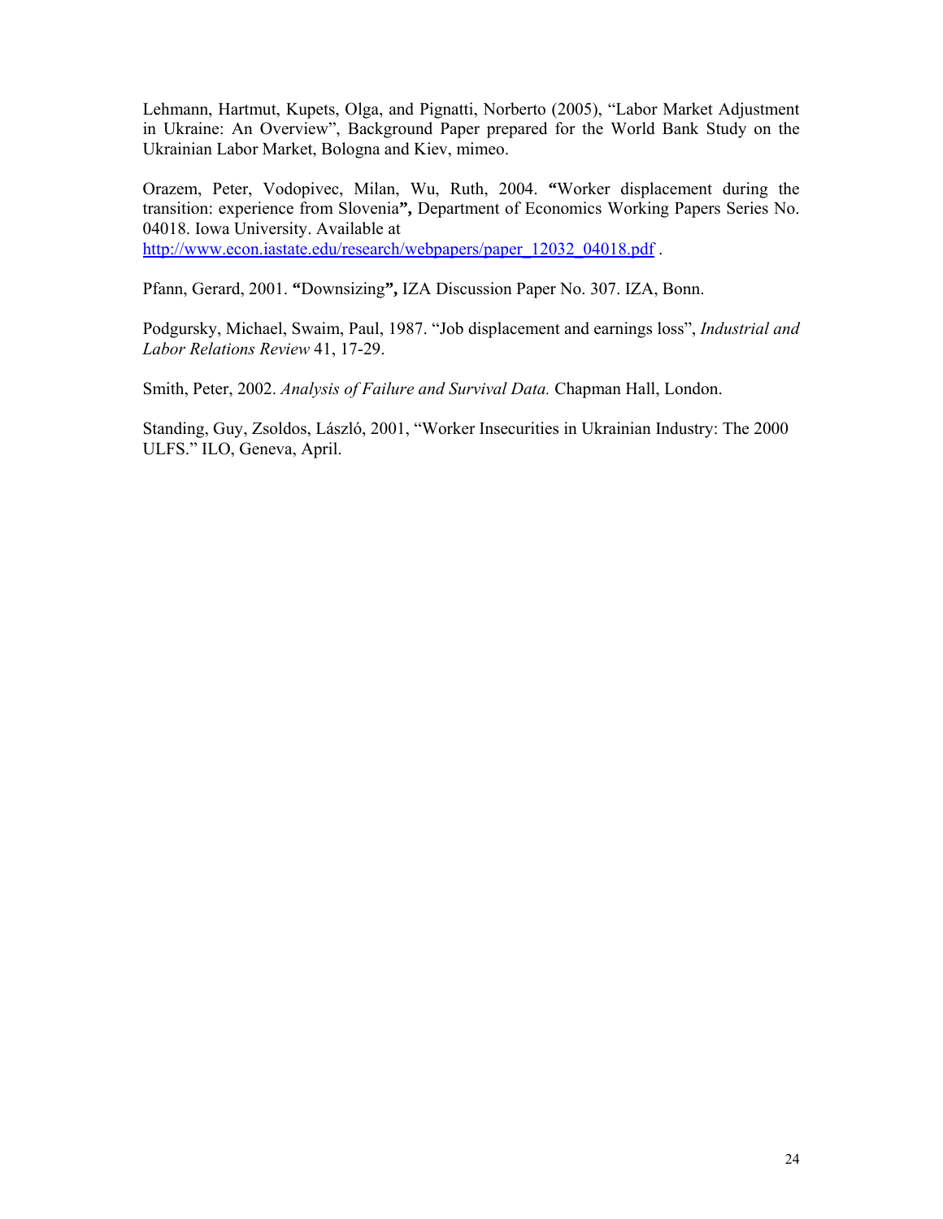Lehmann, Hartmut, Kupets, Olga, and Pignatti, Norberto (2005), "Labor Market Adjustment in Ukraine: An Overview", Background Paper prepared for the World Bank Study on the Ukrainian Labor Market, Bologna and Kiev, mimeo.

Orazem, Peter, Vodopivec, Milan, Wu, Ruth, 2004. **"**Worker displacement during the transition: experience from Slovenia**",** Department of Economics Working Papers Series No. 04018. Iowa University. Available at http://www.econ.iastate.edu/research/webpapers/paper_12032_04018.pdf .

Pfann, Gerard, 2001. **"**Downsizing**",** IZA Discussion Paper No. 307. IZA, Bonn.

Podgursky, Michael, Swaim, Paul, 1987. "Job displacement and earnings loss", *Industrial and Labor Relations Review* 41, 17-29.

Smith, Peter, 2002. *Analysis of Failure and Survival Data.* Chapman Hall, London.

Standing, Guy, Zsoldos, László, 2001, "Worker Insecurities in Ukrainian Industry: The 2000 ULFS." ILO, Geneva, April.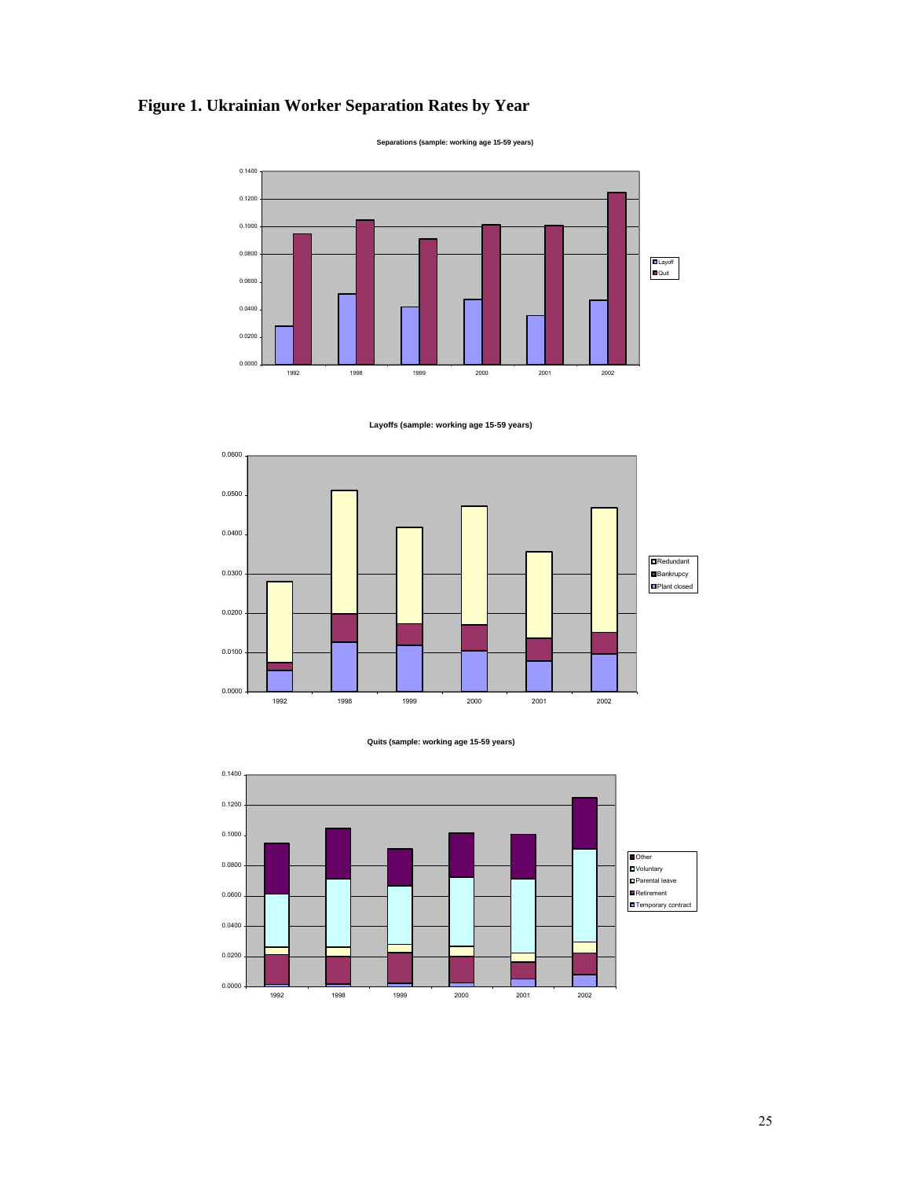# Figure 1. Ukrainian Worker Separation Rates by Year

**Separations (sample: working age 15-59 years)**

**Layoffs (sample: working age 15-59 years)**

**Quits (sample: working age 15-59 years)**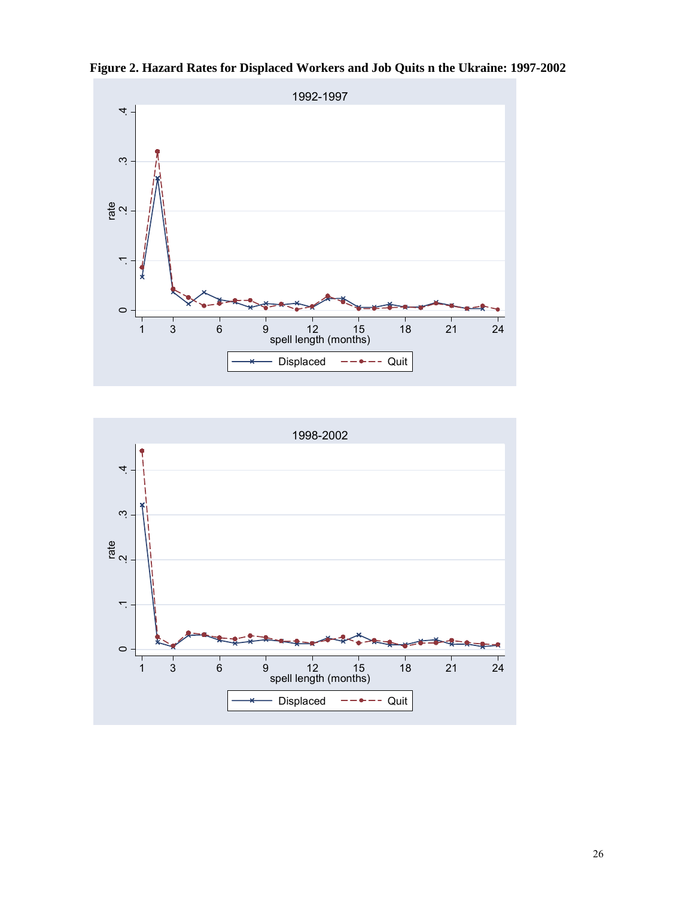**Figure 2. Hazard Rates for Displaced Workers and Job Quits n the Ukraine: 1997-2002**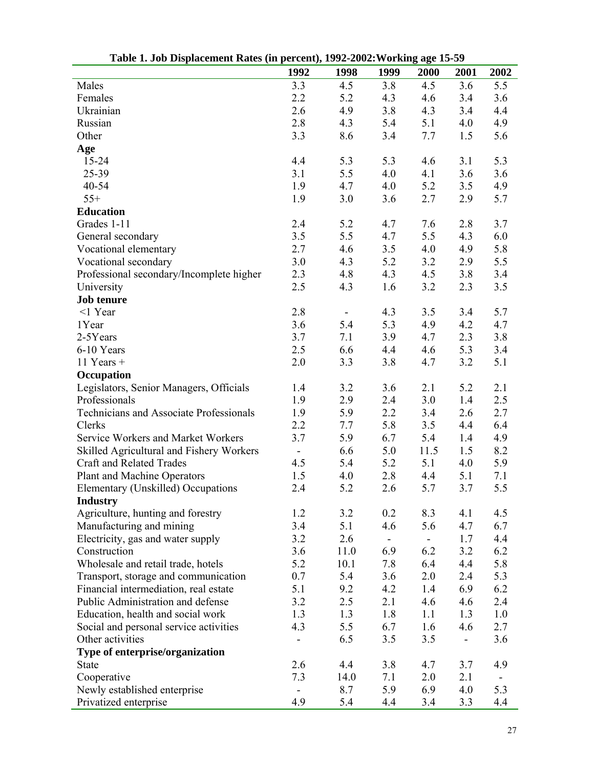**Table 1. Job Displacement Rates (in percent), 1992-2002: Working age 15-59**

| | 1992 | 1998 | 1999 | 2000 | 2001 | 2002 |
|---|---|---|---|---|---|---|
| Males | 3.3 | 4.5 | 3.8 | 4.5 | 3.6 | 5.5 |
| Females | 2.2 | 5.2 | 4.3 | 4.6 | 3.4 | 3.6 |
| Ukrainian | 2.6 | 4.9 | 3.8 | 4.3 | 3.4 | 4.4 |
| Russian | 2.8 | 4.3 | 5.4 | 5.1 | 4.0 | 4.9 |
| Other | 3.3 | 8.6 | 3.4 | 7.7 | 1.5 | 5.6 |
| **Age** | | | | | | |
| 15-24 | 4.4 | 5.3 | 5.3 | 4.6 | 3.1 | 5.3 |
| 25-39 | 3.1 | 5.5 | 4.0 | 4.1 | 3.6 | 3.6 |
| 40-54 | 1.9 | 4.7 | 4.0 | 5.2 | 3.5 | 4.9 |
| 55+ | 1.9 | 3.0 | 3.6 | 2.7 | 2.9 | 5.7 |
| **Education** | | | | | | |
| Grades 1-11 | 2.4 | 5.2 | 4.7 | 7.6 | 2.8 | 3.7 |
| General secondary | 3.5 | 5.5 | 4.7 | 5.5 | 4.3 | 6.0 |
| Vocational elementary | 2.7 | 4.6 | 3.5 | 4.0 | 4.9 | 5.8 |
| Vocational secondary | 3.0 | 4.3 | 5.2 | 3.2 | 2.9 | 5.5 |
| Professional secondary/Incomplete higher | 2.3 | 4.8 | 4.3 | 4.5 | 3.8 | 3.4 |
| University | 2.5 | 4.3 | 1.6 | 3.2 | 2.3 | 3.5 |
| **Job tenure** | | | | | | |
| <1 Year | 2.8 | - | 4.3 | 3.5 | 3.4 | 5.7 |
| 1Year | 3.6 | 5.4 | 5.3 | 4.9 | 4.2 | 4.7 |
| 2-5Years | 3.7 | 7.1 | 3.9 | 4.7 | 2.3 | 3.8 |
| 6-10 Years | 2.5 | 6.6 | 4.4 | 4.6 | 5.3 | 3.4 |
| 11 Years + | 2.0 | 3.3 | 3.8 | 4.7 | 3.2 | 5.1 |
| **Occupation** | | | | | | |
| Legislators, Senior Managers, Officials | 1.4 | 3.2 | 3.6 | 2.1 | 5.2 | 2.1 |
| Professionals | 1.9 | 2.9 | 2.4 | 3.0 | 1.4 | 2.5 |
| Technicians and Associate Professionals | 1.9 | 5.9 | 2.2 | 3.4 | 2.6 | 2.7 |
| Clerks | 2.2 | 7.7 | 5.8 | 3.5 | 4.4 | 6.4 |
| Service Workers and Market Workers | 3.7 | 5.9 | 6.7 | 5.4 | 1.4 | 4.9 |
| Skilled Agricultural and Fishery Workers | - | 6.6 | 5.0 | 11.5 | 1.5 | 8.2 |
| Craft and Related Trades | 4.5 | 5.4 | 5.2 | 5.1 | 4.0 | 5.9 |
| Plant and Machine Operators | 1.5 | 4.0 | 2.8 | 4.4 | 5.1 | 7.1 |
| Elementary (Unskilled) Occupations | 2.4 | 5.2 | 2.6 | 5.7 | 3.7 | 5.5 |
| **Industry** | | | | | | |
| Agriculture, hunting and forestry | 1.2 | 3.2 | 0.2 | 8.3 | 4.1 | 4.5 |
| Manufacturing and mining | 3.4 | 5.1 | 4.6 | 5.6 | 4.7 | 6.7 |
| Electricity, gas and water supply | 3.2 | 2.6 | - | - | 1.7 | 4.4 |
| Construction | 3.6 | 11.0 | 6.9 | 6.2 | 3.2 | 6.2 |
| Wholesale and retail trade, hotels | 5.2 | 10.1 | 7.8 | 6.4 | 4.4 | 5.8 |
| Transport, storage and communication | 0.7 | 5.4 | 3.6 | 2.0 | 2.4 | 5.3 |
| Financial intermediation, real estate | 5.1 | 9.2 | 4.2 | 1.4 | 6.9 | 6.2 |
| Public Administration and defense | 3.2 | 2.5 | 2.1 | 4.6 | 4.6 | 2.4 |
| Education, health and social work | 1.3 | 1.3 | 1.8 | 1.1 | 1.3 | 1.0 |
| Social and personal service activities | 4.3 | 5.5 | 6.7 | 1.6 | 4.6 | 2.7 |
| Other activities | - | 6.5 | 3.5 | 3.5 | - | 3.6 |
| **Type of enterprise/organization** | | | | | | |
| State | 2.6 | 4.4 | 3.8 | 4.7 | 3.7 | 4.9 |
| Cooperative | 7.3 | 14.0 | 7.1 | 2.0 | 2.1 | - |
| Newly established enterprise | - | 8.7 | 5.9 | 6.9 | 4.0 | 5.3 |
| Privatized enterprise | 4.9 | 5.4 | 4.4 | 3.4 | 3.3 | 4.4 |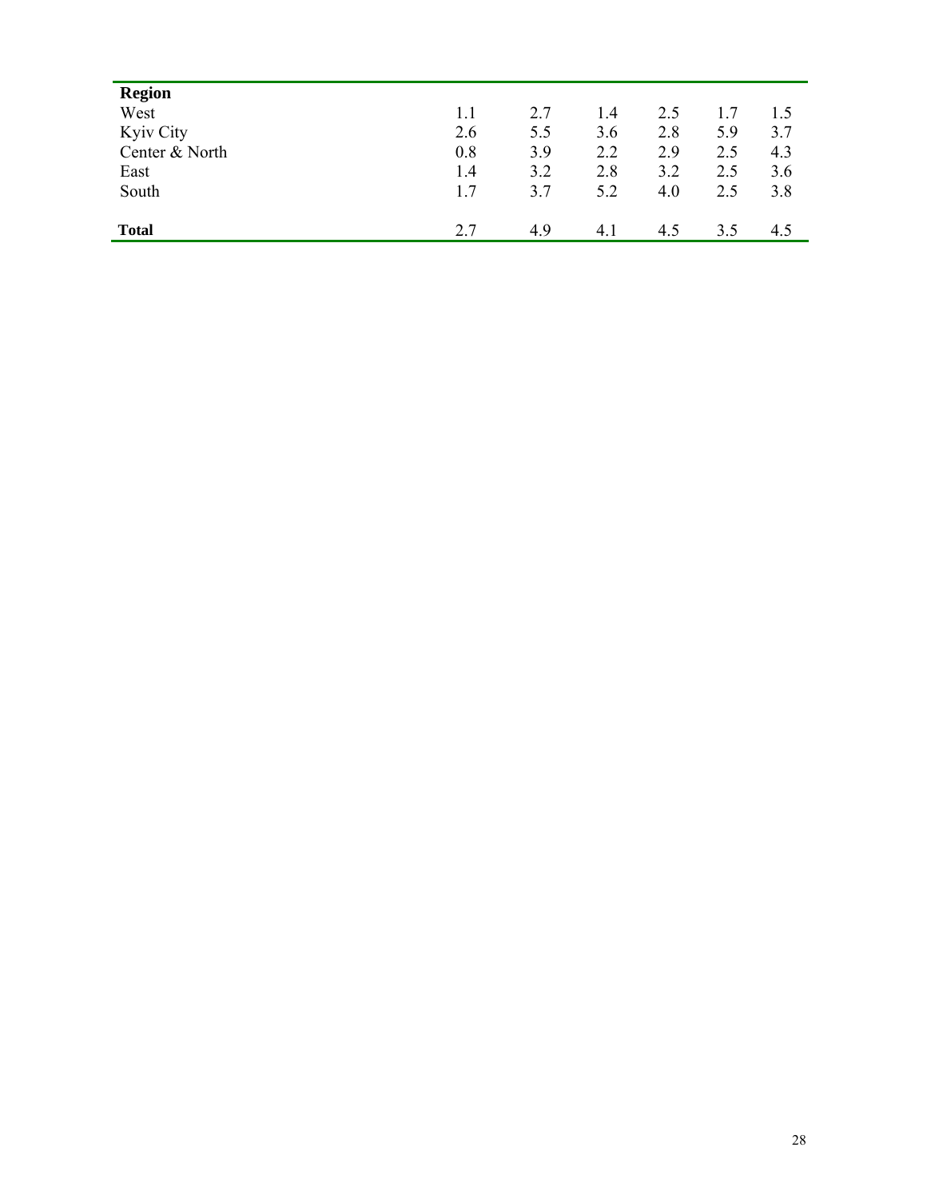| Region | | | | | | |
|---|---|---|---|---|---|---|
| West | 1.1 | 2.7 | 1.4 | 2.5 | 1.7 | 1.5 |
| Kyiv City | 2.6 | 5.5 | 3.6 | 2.8 | 5.9 | 3.7 |
| Center & North | 0.8 | 3.9 | 2.2 | 2.9 | 2.5 | 4.3 |
| East | 1.4 | 3.2 | 2.8 | 3.2 | 2.5 | 3.6 |
| South | 1.7 | 3.7 | 5.2 | 4.0 | 2.5 | 3.8 |
| **Total** | 2.7 | 4.9 | 4.1 | 4.5 | 3.5 | 4.5 |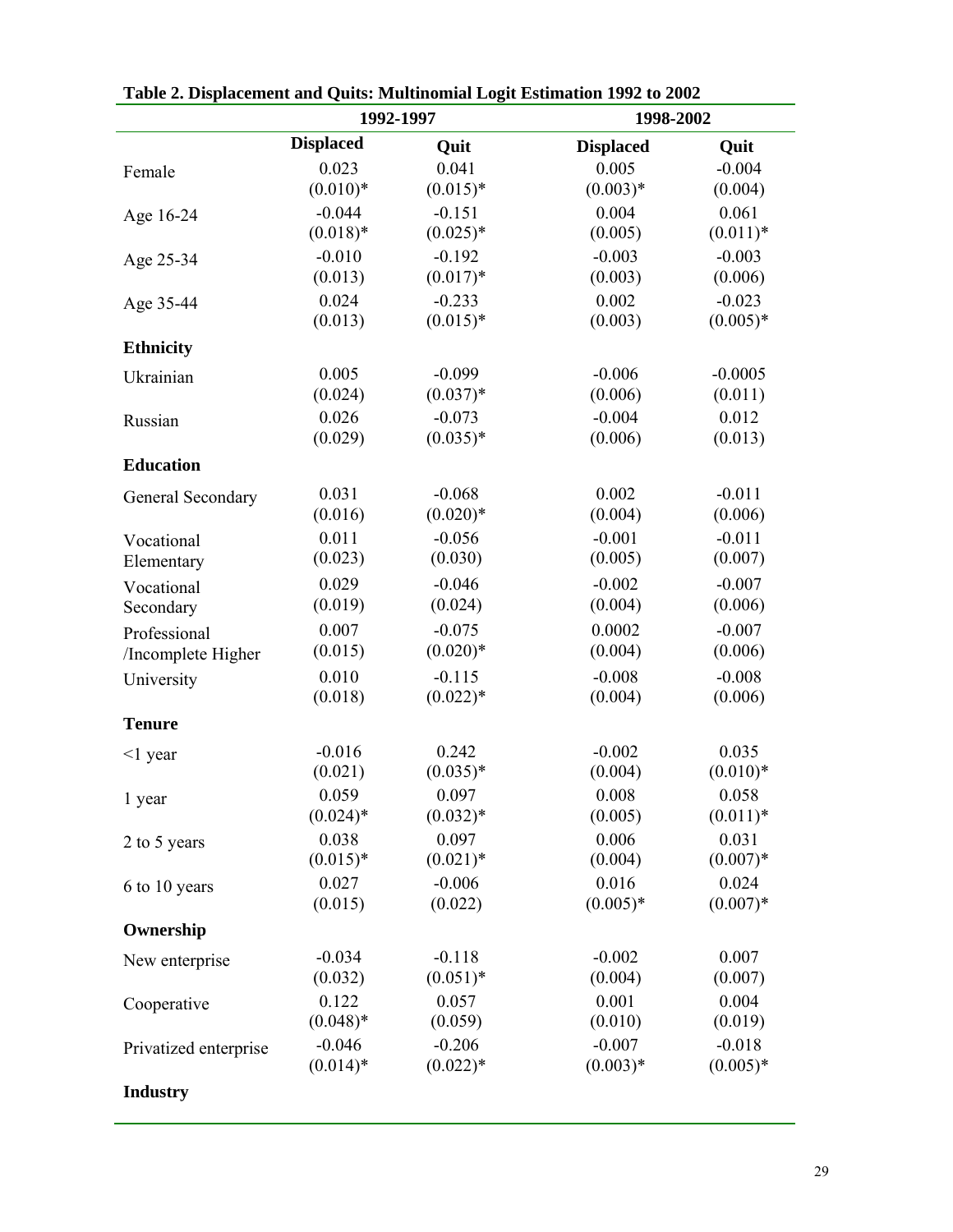**Table 2. Displacement and Quits: Multinomial Logit Estimation 1992 to 2002**

| | 1992-1997 | | 1998-2002 | |
|---|---|---|---|---|
| | **Displaced** | **Quit** | **Displaced** | **Quit** |
| Female | 0.023<br>(0.010)* | 0.041<br>(0.015)* | 0.005<br>(0.003)* | -0.004<br>(0.004) |
| Age 16-24 | -0.044<br>(0.018)* | -0.151<br>(0.025)* | 0.004<br>(0.005) | 0.061<br>(0.011)* |
| Age 25-34 | -0.010<br>(0.013) | -0.192<br>(0.017)* | -0.003<br>(0.003) | -0.003<br>(0.006) |
| Age 35-44 | 0.024<br>(0.013) | -0.233<br>(0.015)* | 0.002<br>(0.003) | -0.023<br>(0.005)* |
| **Ethnicity** | | | | |
| Ukrainian | 0.005<br>(0.024) | -0.099<br>(0.037)* | -0.006<br>(0.006) | -0.0005<br>(0.011) |
| Russian | 0.026<br>(0.029) | -0.073<br>(0.035)* | -0.004<br>(0.006) | 0.012<br>(0.013) |
| **Education** | | | | |
| General Secondary | 0.031<br>(0.016) | -0.068<br>(0.020)* | 0.002<br>(0.004) | -0.011<br>(0.006) |
| Vocational Elementary | 0.011<br>(0.023) | -0.056<br>(0.030) | -0.001<br>(0.005) | -0.011<br>(0.007) |
| Vocational Secondary | 0.029<br>(0.019) | -0.046<br>(0.024) | -0.002<br>(0.004) | -0.007<br>(0.006) |
| Professional /Incomplete Higher | 0.007<br>(0.015) | -0.075<br>(0.020)* | 0.0002<br>(0.004) | -0.007<br>(0.006) |
| University | 0.010<br>(0.018) | -0.115<br>(0.022)* | -0.008<br>(0.004) | -0.008<br>(0.006) |
| **Tenure** | | | | |
| <1 year | -0.016<br>(0.021) | 0.242<br>(0.035)* | -0.002<br>(0.004) | 0.035<br>(0.010)* |
| 1 year | 0.059<br>(0.024)* | 0.097<br>(0.032)* | 0.008<br>(0.005) | 0.058<br>(0.011)* |
| 2 to 5 years | 0.038<br>(0.015)* | 0.097<br>(0.021)* | 0.006<br>(0.004) | 0.031<br>(0.007)* |
| 6 to 10 years | 0.027<br>(0.015) | -0.006<br>(0.022) | 0.016<br>(0.005)* | 0.024<br>(0.007)* |
| **Ownership** | | | | |
| New enterprise | -0.034<br>(0.032) | -0.118<br>(0.051)* | -0.002<br>(0.004) | 0.007<br>(0.007) |
| Cooperative | 0.122<br>(0.048)* | 0.057<br>(0.059) | 0.001<br>(0.010) | 0.004<br>(0.019) |
| Privatized enterprise | -0.046<br>(0.014)* | -0.206<br>(0.022)* | -0.007<br>(0.003)* | -0.018<br>(0.005)* |
| **Industry** | | | | |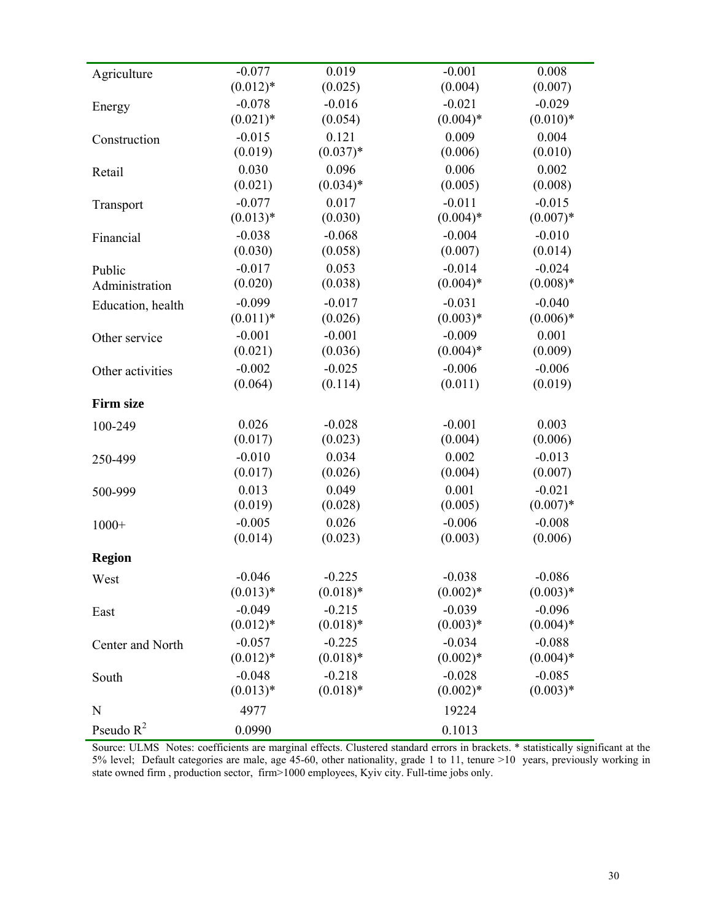| | | | | |
|---|---|---|---|---|
| Agriculture | -0.077 | 0.019 | -0.001 | 0.008 |
| | (0.012)* | (0.025) | (0.004) | (0.007) |
| Energy | -0.078 | -0.016 | -0.021 | -0.029 |
| | (0.021)* | (0.054) | (0.004)* | (0.010)* |
| Construction | -0.015 | 0.121 | 0.009 | 0.004 |
| | (0.019) | (0.037)* | (0.006) | (0.010) |
| Retail | 0.030 | 0.096 | 0.006 | 0.002 |
| | (0.021) | (0.034)* | (0.005) | (0.008) |
| Transport | -0.077 | 0.017 | -0.011 | -0.015 |
| | (0.013)* | (0.030) | (0.004)* | (0.007)* |
| Financial | -0.038 | -0.068 | -0.004 | -0.010 |
| | (0.030) | (0.058) | (0.007) | (0.014) |
| Public Administration | -0.017 | 0.053 | -0.014 | -0.024 |
| | (0.020) | (0.038) | (0.004)* | (0.008)* |
| Education, health | -0.099 | -0.017 | -0.031 | -0.040 |
| | (0.011)* | (0.026) | (0.003)* | (0.006)* |
| Other service | -0.001 | -0.001 | -0.009 | 0.001 |
| | (0.021) | (0.036) | (0.004)* | (0.009) |
| Other activities | -0.002 | -0.025 | -0.006 | -0.006 |
| | (0.064) | (0.114) | (0.011) | (0.019) |
| **Firm size** | | | | |
| 100-249 | 0.026 | -0.028 | -0.001 | 0.003 |
| | (0.017) | (0.023) | (0.004) | (0.006) |
| 250-499 | -0.010 | 0.034 | 0.002 | -0.013 |
| | (0.017) | (0.026) | (0.004) | (0.007) |
| 500-999 | 0.013 | 0.049 | 0.001 | -0.021 |
| | (0.019) | (0.028) | (0.005) | (0.007)* |
| 1000+ | -0.005 | 0.026 | -0.006 | -0.008 |
| | (0.014) | (0.023) | (0.003) | (0.006) |
| **Region** | | | | |
| West | -0.046 | -0.225 | -0.038 | -0.086 |
| | (0.013)* | (0.018)* | (0.002)* | (0.003)* |
| East | -0.049 | -0.215 | -0.039 | -0.096 |
| | (0.012)* | (0.018)* | (0.003)* | (0.004)* |
| Center and North | -0.057 | -0.225 | -0.034 | -0.088 |
| | (0.012)* | (0.018)* | (0.002)* | (0.004)* |
| South | -0.048 | -0.218 | -0.028 | -0.085 |
| | (0.013)* | (0.018)* | (0.002)* | (0.003)* |
| N | 4977 | | 19224 | |
| Pseudo $R^2$ | 0.0990 | | 0.1013 | |

Source: ULMS Notes: coefficients are marginal effects. Clustered standard errors in brackets. * statistically significant at the 5% level; Default categories are male, age 45-60, other nationality, grade 1 to 11, tenure >10 years, previously working in state owned firm , production sector, firm>1000 employees, Kyiv city. Full-time jobs only.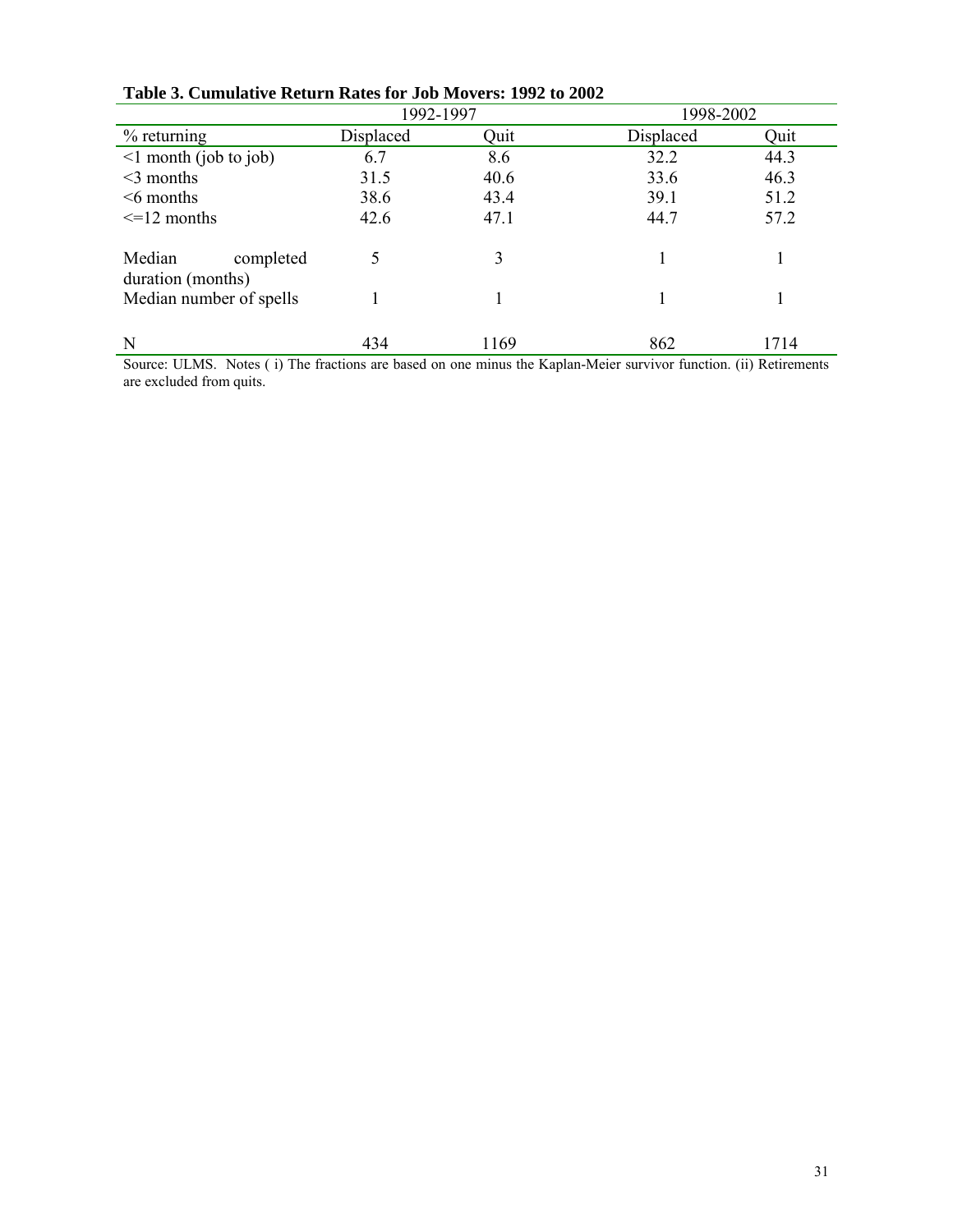**Table 3. Cumulative Return Rates for Job Movers: 1992 to 2002**

| | 1992-1997 | | 1998-2002 | |
|---|---|---|---|---|
| % returning | Displaced | Quit | Displaced | Quit |
| <1 month (job to job) | 6.7 | 8.6 | 32.2 | 44.3 |
| <3 months | 31.5 | 40.6 | 33.6 | 46.3 |
| <6 months | 38.6 | 43.4 | 39.1 | 51.2 |
| <=12 months | 42.6 | 47.1 | 44.7 | 57.2 |
| Median completed duration (months) | 5 | 3 | 1 | 1 |
| Median number of spells | 1 | 1 | 1 | 1 |
| N | 434 | 1169 | 862 | 1714 |

Source: ULMS. Notes ( i) The fractions are based on one minus the Kaplan-Meier survivor function. (ii) Retirements are excluded from quits.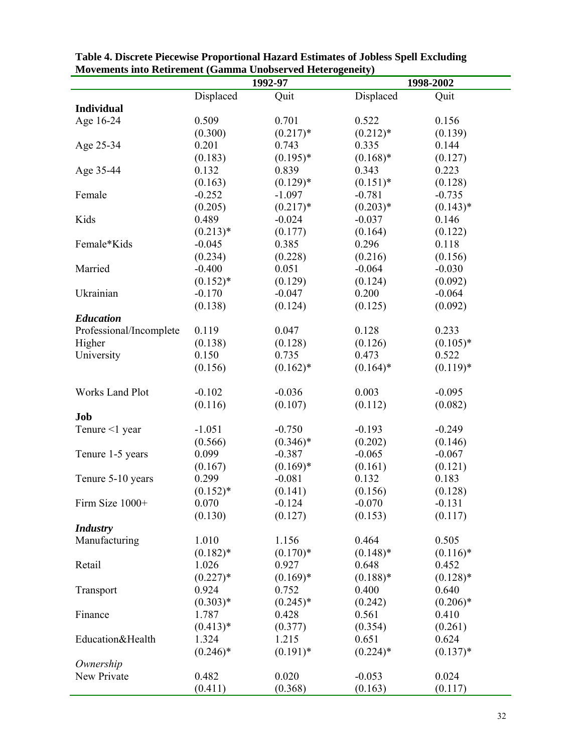**Table 4. Discrete Piecewise Proportional Hazard Estimates of Jobless Spell Excluding Movements into Retirement (Gamma Unobserved Heterogeneity)**

| | 1992-97 | | 1998-2002 | |
|---|---|---|---|---|
| | Displaced | Quit | Displaced | Quit |
| **Individual** | | | | |
| Age 16-24 | 0.509 | 0.701 | 0.522 | 0.156 |
| | (0.300) | (0.217)* | (0.212)* | (0.139) |
| Age 25-34 | 0.201 | 0.743 | 0.335 | 0.144 |
| | (0.183) | (0.195)* | (0.168)* | (0.127) |
| Age 35-44 | 0.132 | 0.839 | 0.343 | 0.223 |
| | (0.163) | (0.129)* | (0.151)* | (0.128) |
| Female | -0.252 | -1.097 | -0.781 | -0.735 |
| | (0.205) | (0.217)* | (0.203)* | (0.143)* |
| Kids | 0.489 | -0.024 | -0.037 | 0.146 |
| | (0.213)* | (0.177) | (0.164) | (0.122) |
| Female*Kids | -0.045 | 0.385 | 0.296 | 0.118 |
| | (0.234) | (0.228) | (0.216) | (0.156) |
| Married | -0.400 | 0.051 | -0.064 | -0.030 |
| | (0.152)* | (0.129) | (0.124) | (0.092) |
| Ukrainian | -0.170 | -0.047 | 0.200 | -0.064 |
| | (0.138) | (0.124) | (0.125) | (0.092) |
| ***Education*** | | | | |
| Professional/Incomplete Higher | 0.119 | 0.047 | 0.128 | 0.233 |
| | (0.138) | (0.128) | (0.126) | (0.105)* |
| University | 0.150 | 0.735 | 0.473 | 0.522 |
| | (0.156) | (0.162)* | (0.164)* | (0.119)* |
| Works Land Plot | -0.102 | -0.036 | 0.003 | -0.095 |
| | (0.116) | (0.107) | (0.112) | (0.082) |
| **Job** | | | | |
| Tenure <1 year | -1.051 | -0.750 | -0.193 | -0.249 |
| | (0.566) | (0.346)* | (0.202) | (0.146) |
| Tenure 1-5 years | 0.099 | -0.387 | -0.065 | -0.067 |
| | (0.167) | (0.169)* | (0.161) | (0.121) |
| Tenure 5-10 years | 0.299 | -0.081 | 0.132 | 0.183 |
| | (0.152)* | (0.141) | (0.156) | (0.128) |
| Firm Size 1000+ | 0.070 | -0.124 | -0.070 | -0.131 |
| | (0.130) | (0.127) | (0.153) | (0.117) |
| ***Industry*** | | | | |
| Manufacturing | 1.010 | 1.156 | 0.464 | 0.505 |
| | (0.182)* | (0.170)* | (0.148)* | (0.116)* |
| Retail | 1.026 | 0.927 | 0.648 | 0.452 |
| | (0.227)* | (0.169)* | (0.188)* | (0.128)* |
| Transport | 0.924 | 0.752 | 0.400 | 0.640 |
| | (0.303)* | (0.245)* | (0.242) | (0.206)* |
| Finance | 1.787 | 0.428 | 0.561 | 0.410 |
| | (0.413)* | (0.377) | (0.354) | (0.261) |
| Education&Health | 1.324 | 1.215 | 0.651 | 0.624 |
| | (0.246)* | (0.191)* | (0.224)* | (0.137)* |
| *Ownership* | | | | |
| New Private | 0.482 | 0.020 | -0.053 | 0.024 |
| | (0.411) | (0.368) | (0.163) | (0.117) |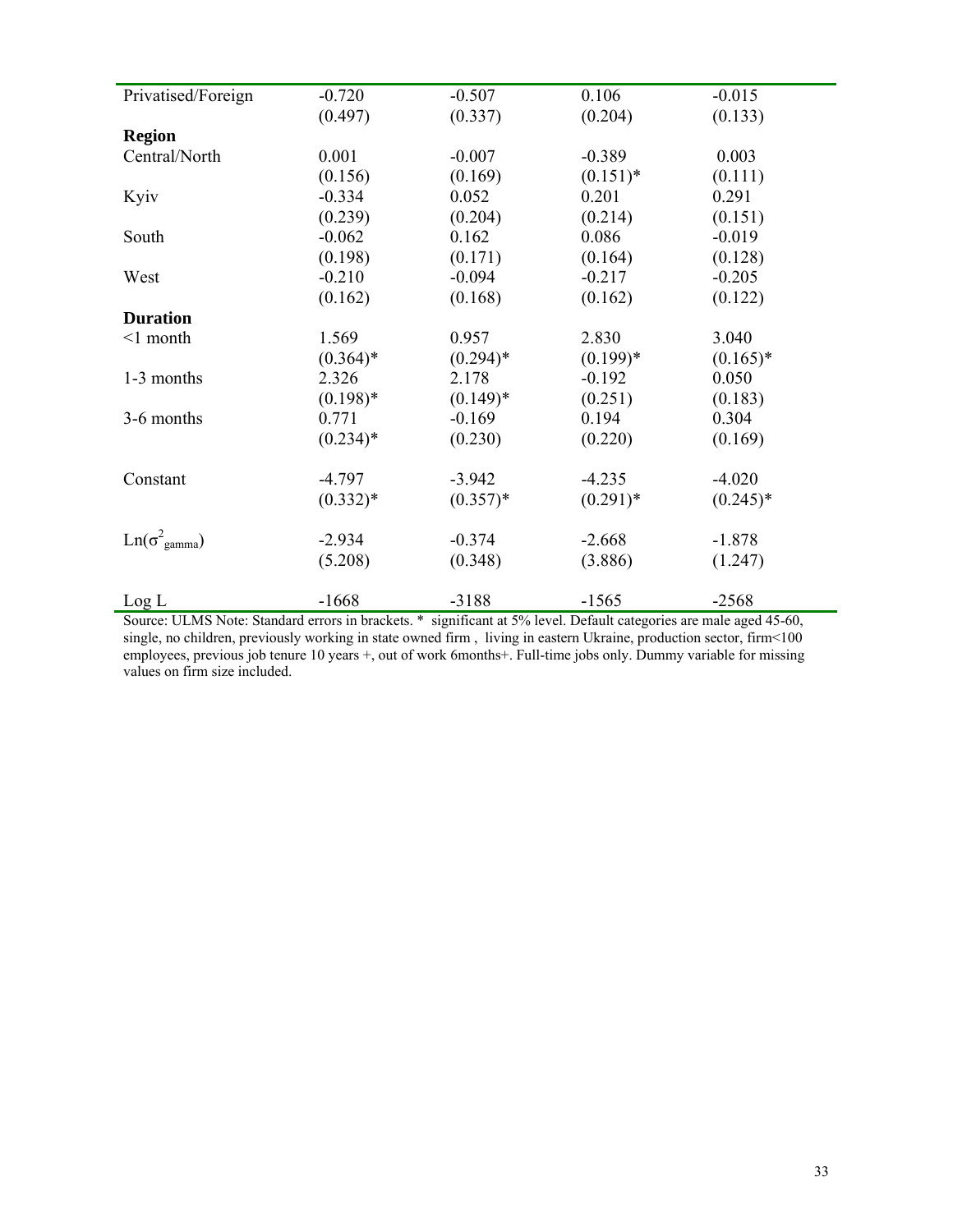| | | | | |
|---|---|---|---|---|
| Privatised/Foreign | -0.720 | -0.507 | 0.106 | -0.015 |
| | (0.497) | (0.337) | (0.204) | (0.133) |
| **Region** | | | | |
| Central/North | 0.001 | -0.007 | -0.389 | 0.003 |
| | (0.156) | (0.169) | (0.151)* | (0.111) |
| Kyiv | -0.334 | 0.052 | 0.201 | 0.291 |
| | (0.239) | (0.204) | (0.214) | (0.151) |
| South | -0.062 | 0.162 | 0.086 | -0.019 |
| | (0.198) | (0.171) | (0.164) | (0.128) |
| West | -0.210 | -0.094 | -0.217 | -0.205 |
| | (0.162) | (0.168) | (0.162) | (0.122) |
| **Duration** | | | | |
| <1 month | 1.569 | 0.957 | 2.830 | 3.040 |
| | (0.364)* | (0.294)* | (0.199)* | (0.165)* |
| 1-3 months | 2.326 | 2.178 | -0.192 | 0.050 |
| | (0.198)* | (0.149)* | (0.251) | (0.183) |
| 3-6 months | 0.771 | -0.169 | 0.194 | 0.304 |
| | (0.234)* | (0.230) | (0.220) | (0.169) |
| Constant | -4.797 | -3.942 | -4.235 | -4.020 |
| | (0.332)* | (0.357)* | (0.291)* | (0.245)* |
| $Ln(\sigma^2_{gamma})$ | -2.934 | -0.374 | -2.668 | -1.878 |
| | (5.208) | (0.348) | (3.886) | (1.247) |
| Log L | -1668 | -3188 | -1565 | -2568 |

Source: ULMS Note: Standard errors in brackets. * significant at 5% level. Default categories are male aged 45-60, single, no children, previously working in state owned firm , living in eastern Ukraine, production sector, firm<100 employees, previous job tenure 10 years +, out of work 6months+. Full-time jobs only. Dummy variable for missing values on firm size included.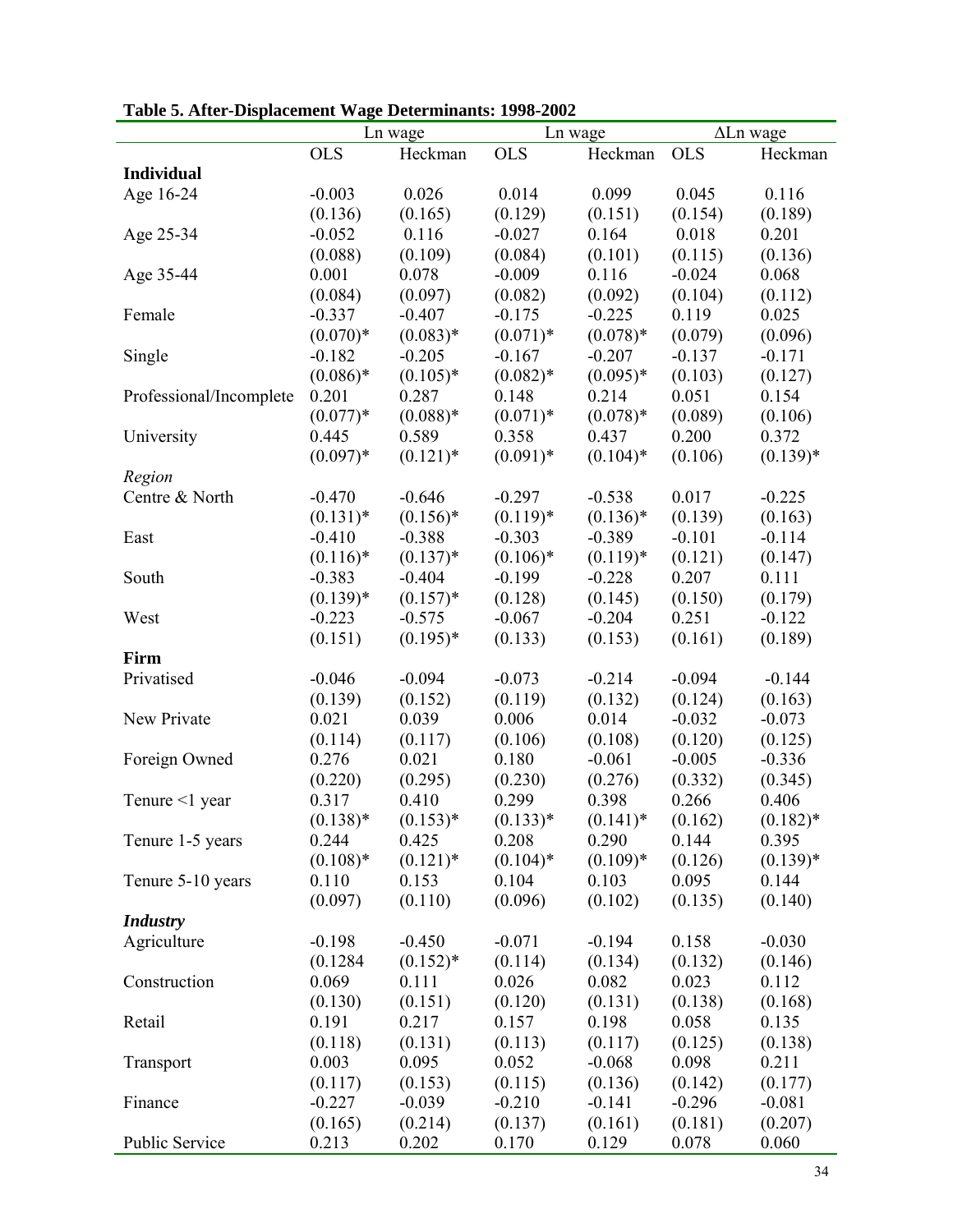**Table 5. After-Displacement Wage Determinants: 1998-2002**

| | Ln wage | | Ln wage | | ΔLn wage | |
|---|---|---|---|---|---|---|
| | OLS | Heckman | OLS | Heckman | OLS | Heckman |
| **Individual** | | | | | | |
| Age 16-24 | -0.003 | 0.026 | 0.014 | 0.099 | 0.045 | 0.116 |
| | (0.136) | (0.165) | (0.129) | (0.151) | (0.154) | (0.189) |
| Age 25-34 | -0.052 | 0.116 | -0.027 | 0.164 | 0.018 | 0.201 |
| | (0.088) | (0.109) | (0.084) | (0.101) | (0.115) | (0.136) |
| Age 35-44 | 0.001 | 0.078 | -0.009 | 0.116 | -0.024 | 0.068 |
| | (0.084) | (0.097) | (0.082) | (0.092) | (0.104) | (0.112) |
| Female | -0.337 | -0.407 | -0.175 | -0.225 | 0.119 | 0.025 |
| | (0.070)* | (0.083)* | (0.071)* | (0.078)* | (0.079) | (0.096) |
| Single | -0.182 | -0.205 | -0.167 | -0.207 | -0.137 | -0.171 |
| | (0.086)* | (0.105)* | (0.082)* | (0.095)* | (0.103) | (0.127) |
| Professional/Incomplete | 0.201 | 0.287 | 0.148 | 0.214 | 0.051 | 0.154 |
| | (0.077)* | (0.088)* | (0.071)* | (0.078)* | (0.089) | (0.106) |
| University | 0.445 | 0.589 | 0.358 | 0.437 | 0.200 | 0.372 |
| | (0.097)* | (0.121)* | (0.091)* | (0.104)* | (0.106) | (0.139)* |
| *Region* | | | | | | |
| Centre & North | -0.470 | -0.646 | -0.297 | -0.538 | 0.017 | -0.225 |
| | (0.131)* | (0.156)* | (0.119)* | (0.136)* | (0.139) | (0.163) |
| East | -0.410 | -0.388 | -0.303 | -0.389 | -0.101 | -0.114 |
| | (0.116)* | (0.137)* | (0.106)* | (0.119)* | (0.121) | (0.147) |
| South | -0.383 | -0.404 | -0.199 | -0.228 | 0.207 | 0.111 |
| | (0.139)* | (0.157)* | (0.128) | (0.145) | (0.150) | (0.179) |
| West | -0.223 | -0.575 | -0.067 | -0.204 | 0.251 | -0.122 |
| | (0.151) | (0.195)* | (0.133) | (0.153) | (0.161) | (0.189) |
| **Firm** | | | | | | |
| Privatised | -0.046 | -0.094 | -0.073 | -0.214 | -0.094 | -0.144 |
| | (0.139) | (0.152) | (0.119) | (0.132) | (0.124) | (0.163) |
| New Private | 0.021 | 0.039 | 0.006 | 0.014 | -0.032 | -0.073 |
| | (0.114) | (0.117) | (0.106) | (0.108) | (0.120) | (0.125) |
| Foreign Owned | 0.276 | 0.021 | 0.180 | -0.061 | -0.005 | -0.336 |
| | (0.220) | (0.295) | (0.230) | (0.276) | (0.332) | (0.345) |
| Tenure <1 year | 0.317 | 0.410 | 0.299 | 0.398 | 0.266 | 0.406 |
| | (0.138)* | (0.153)* | (0.133)* | (0.141)* | (0.162) | (0.182)* |
| Tenure 1-5 years | 0.244 | 0.425 | 0.208 | 0.290 | 0.144 | 0.395 |
| | (0.108)* | (0.121)* | (0.104)* | (0.109)* | (0.126) | (0.139)* |
| Tenure 5-10 years | 0.110 | 0.153 | 0.104 | 0.103 | 0.095 | 0.144 |
| | (0.097) | (0.110) | (0.096) | (0.102) | (0.135) | (0.140) |
| ***Industry*** | | | | | | |
| Agriculture | -0.198 | -0.450 | -0.071 | -0.194 | 0.158 | -0.030 |
| | (0.1284 | (0.152)* | (0.114) | (0.134) | (0.132) | (0.146) |
| Construction | 0.069 | 0.111 | 0.026 | 0.082 | 0.023 | 0.112 |
| | (0.130) | (0.151) | (0.120) | (0.131) | (0.138) | (0.168) |
| Retail | 0.191 | 0.217 | 0.157 | 0.198 | 0.058 | 0.135 |
| | (0.118) | (0.131) | (0.113) | (0.117) | (0.125) | (0.138) |
| Transport | 0.003 | 0.095 | 0.052 | -0.068 | 0.098 | 0.211 |
| | (0.117) | (0.153) | (0.115) | (0.136) | (0.142) | (0.177) |
| Finance | -0.227 | -0.039 | -0.210 | -0.141 | -0.296 | -0.081 |
| | (0.165) | (0.214) | (0.137) | (0.161) | (0.181) | (0.207) |
| Public Service | 0.213 | 0.202 | 0.170 | 0.129 | 0.078 | 0.060 |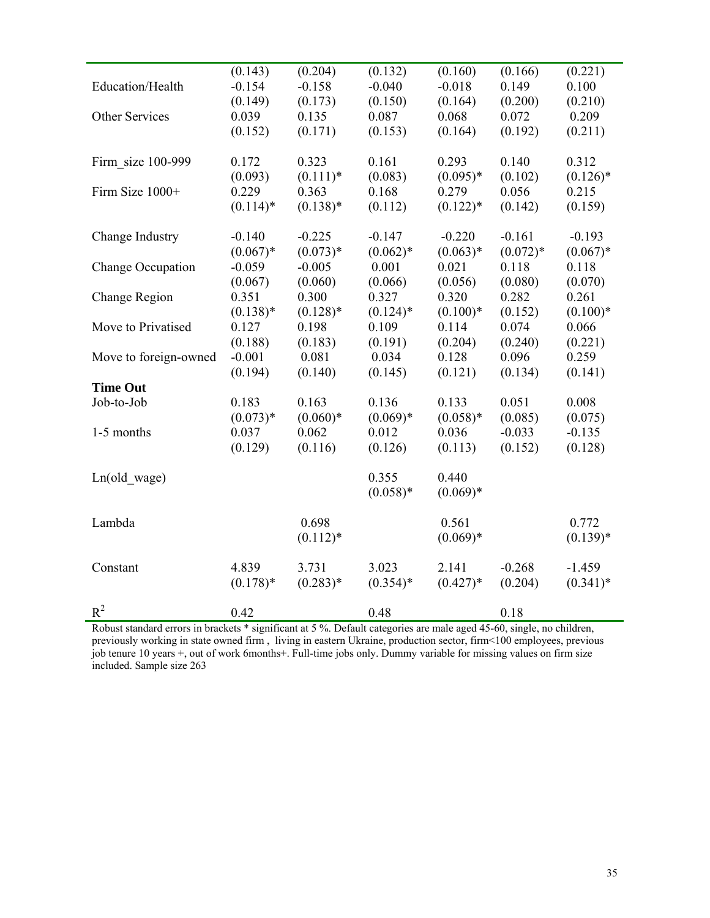| | | | | | | |
|---|---|---|---|---|---|---|
| | (0.143) | (0.204) | (0.132) | (0.160) | (0.166) | (0.221) |
| Education/Health | -0.154 | -0.158 | -0.040 | -0.018 | 0.149 | 0.100 |
| | (0.149) | (0.173) | (0.150) | (0.164) | (0.200) | (0.210) |
| Other Services | 0.039 | 0.135 | 0.087 | 0.068 | 0.072 | 0.209 |
| | (0.152) | (0.171) | (0.153) | (0.164) | (0.192) | (0.211) |
| Firm_size 100-999 | 0.172 | 0.323 | 0.161 | 0.293 | 0.140 | 0.312 |
| | (0.093) | (0.111)* | (0.083) | (0.095)* | (0.102) | (0.126)* |
| Firm Size 1000+ | 0.229 | 0.363 | 0.168 | 0.279 | 0.056 | 0.215 |
| | (0.114)* | (0.138)* | (0.112) | (0.122)* | (0.142) | (0.159) |
| Change Industry | -0.140 | -0.225 | -0.147 | -0.220 | -0.161 | -0.193 |
| | (0.067)* | (0.073)* | (0.062)* | (0.063)* | (0.072)* | (0.067)* |
| Change Occupation | -0.059 | -0.005 | 0.001 | 0.021 | 0.118 | 0.118 |
| | (0.067) | (0.060) | (0.066) | (0.056) | (0.080) | (0.070) |
| Change Region | 0.351 | 0.300 | 0.327 | 0.320 | 0.282 | 0.261 |
| | (0.138)* | (0.128)* | (0.124)* | (0.100)* | (0.152) | (0.100)* |
| Move to Privatised | 0.127 | 0.198 | 0.109 | 0.114 | 0.074 | 0.066 |
| | (0.188) | (0.183) | (0.191) | (0.204) | (0.240) | (0.221) |
| Move to foreign-owned | -0.001 | 0.081 | 0.034 | 0.128 | 0.096 | 0.259 |
| | (0.194) | (0.140) | (0.145) | (0.121) | (0.134) | (0.141) |
| **Time Out** | | | | | | |
| Job-to-Job | 0.183 | 0.163 | 0.136 | 0.133 | 0.051 | 0.008 |
| | (0.073)* | (0.060)* | (0.069)* | (0.058)* | (0.085) | (0.075) |
| 1-5 months | 0.037 | 0.062 | 0.012 | 0.036 | -0.033 | -0.135 |
| | (0.129) | (0.116) | (0.126) | (0.113) | (0.152) | (0.128) |
| Ln(old_wage) | | | 0.355 | 0.440 | | |
| | | | (0.058)* | (0.069)* | | |
| Lambda | | 0.698 | | 0.561 | | 0.772 |
| | | (0.112)* | | (0.069)* | | (0.139)* |
| Constant | 4.839 | 3.731 | 3.023 | 2.141 | -0.268 | -1.459 |
| | (0.178)* | (0.283)* | (0.354)* | (0.427)* | (0.204) | (0.341)* |
| $R^2$ | 0.42 | | 0.48 | | 0.18 | |

Robust standard errors in brackets * significant at 5 %. Default categories are male aged 45-60, single, no children, previously working in state owned firm , living in eastern Ukraine, production sector, firm<100 employees, previous job tenure 10 years +, out of work 6months+. Full-time jobs only. Dummy variable for missing values on firm size included. Sample size 263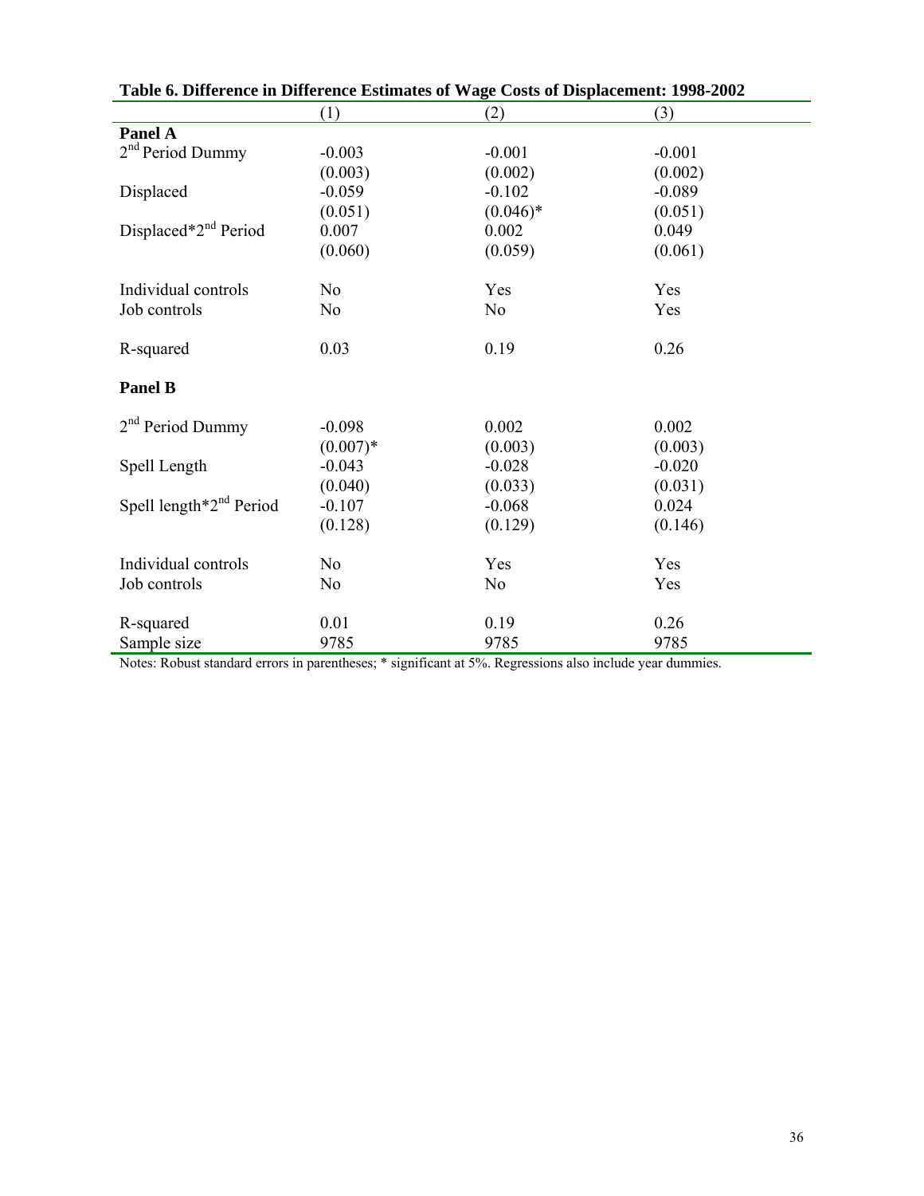**Table 6. Difference in Difference Estimates of Wage Costs of Displacement: 1998-2002**

| | (1) | (2) | (3) |
|---|---|---|---|
| **Panel A** | | | |
| $2^{nd}$ Period Dummy | -0.003 | -0.001 | -0.001 |
| | (0.003) | (0.002) | (0.002) |
| Displaced | -0.059 | -0.102 | -0.089 |
| | (0.051) | (0.046)* | (0.051) |
| Displaced*$2^{nd}$ Period | 0.007 | 0.002 | 0.049 |
| | (0.060) | (0.059) | (0.061) |
| Individual controls | No | Yes | Yes |
| Job controls | No | No | Yes |
| R-squared | 0.03 | 0.19 | 0.26 |
| **Panel B** | | | |
| $2^{nd}$ Period Dummy | -0.098 | 0.002 | 0.002 |
| | (0.007)* | (0.003) | (0.003) |
| Spell Length | -0.043 | -0.028 | -0.020 |
| | (0.040) | (0.033) | (0.031) |
| Spell length*$2^{nd}$ Period | -0.107 | -0.068 | 0.024 |
| | (0.128) | (0.129) | (0.146) |
| Individual controls | No | Yes | Yes |
| Job controls | No | No | Yes |
| R-squared | 0.01 | 0.19 | 0.26 |
| Sample size | 9785 | 9785 | 9785 |

Notes: Robust standard errors in parentheses; * significant at 5%. Regressions also include year dummies.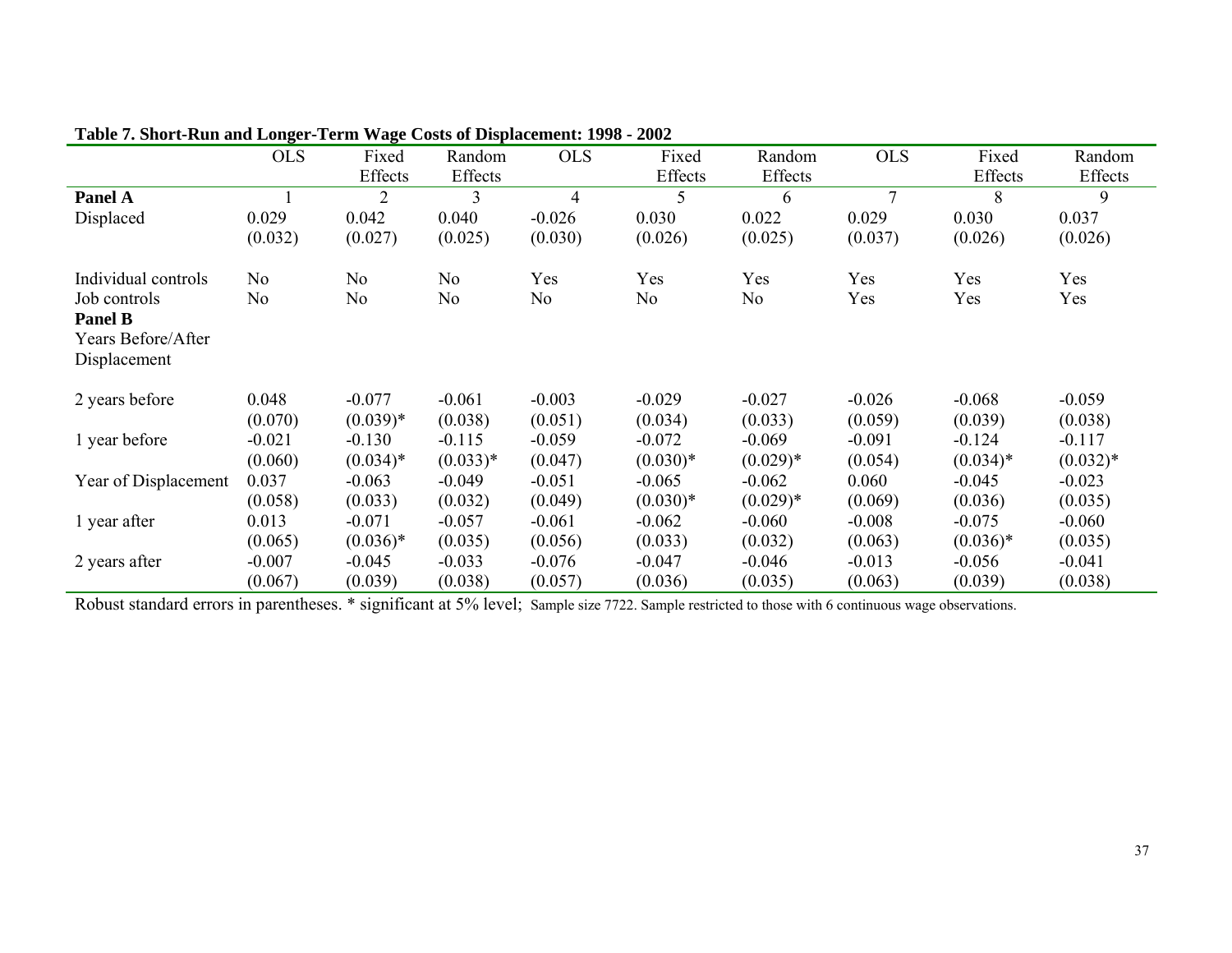**Table 7. Short-Run and Longer-Term Wage Costs of Displacement: 1998 - 2002**

| | OLS | Fixed Effects | Random Effects | OLS | Fixed Effects | Random Effects | OLS | Fixed Effects | Random Effects |
|---|---|---|---|---|---|---|---|---|---|
| **Panel A** | 1 | 2 | 3 | 4 | 5 | 6 | 7 | 8 | 9 |
| Displaced | 0.029 | 0.042 | 0.040 | -0.026 | 0.030 | 0.022 | 0.029 | 0.030 | 0.037 |
| | (0.032) | (0.027) | (0.025) | (0.030) | (0.026) | (0.025) | (0.037) | (0.026) | (0.026) |
| Individual controls | No | No | No | Yes | Yes | Yes | Yes | Yes | Yes |
| Job controls | No | No | No | No | No | No | Yes | Yes | Yes |
| **Panel B** | | | | | | | | | |
| Years Before/After Displacement | | | | | | | | | |
| 2 years before | 0.048 | -0.077 | -0.061 | -0.003 | -0.029 | -0.027 | -0.026 | -0.068 | -0.059 |
| | (0.070) | (0.039)* | (0.038) | (0.051) | (0.034) | (0.033) | (0.059) | (0.039) | (0.038) |
| 1 year before | -0.021 | -0.130 | -0.115 | -0.059 | -0.072 | -0.069 | -0.091 | -0.124 | -0.117 |
| | (0.060) | (0.034)* | (0.033)* | (0.047) | (0.030)* | (0.029)* | (0.054) | (0.034)* | (0.032)* |
| Year of Displacement | 0.037 | -0.063 | -0.049 | -0.051 | -0.065 | -0.062 | 0.060 | -0.045 | -0.023 |
| | (0.058) | (0.033) | (0.032) | (0.049) | (0.030)* | (0.029)* | (0.069) | (0.036) | (0.035) |
| 1 year after | 0.013 | -0.071 | -0.057 | -0.061 | -0.062 | -0.060 | -0.008 | -0.075 | -0.060 |
| | (0.065) | (0.036)* | (0.035) | (0.056) | (0.033) | (0.032) | (0.063) | (0.036)* | (0.035) |
| 2 years after | -0.007 | -0.045 | -0.033 | -0.076 | -0.047 | -0.046 | -0.013 | -0.056 | -0.041 |
| | (0.067) | (0.039) | (0.038) | (0.057) | (0.036) | (0.035) | (0.063) | (0.039) | (0.038) |

Robust standard errors in parentheses. * significant at 5% level; Sample size 7722. Sample restricted to those with 6 continuous wage observations.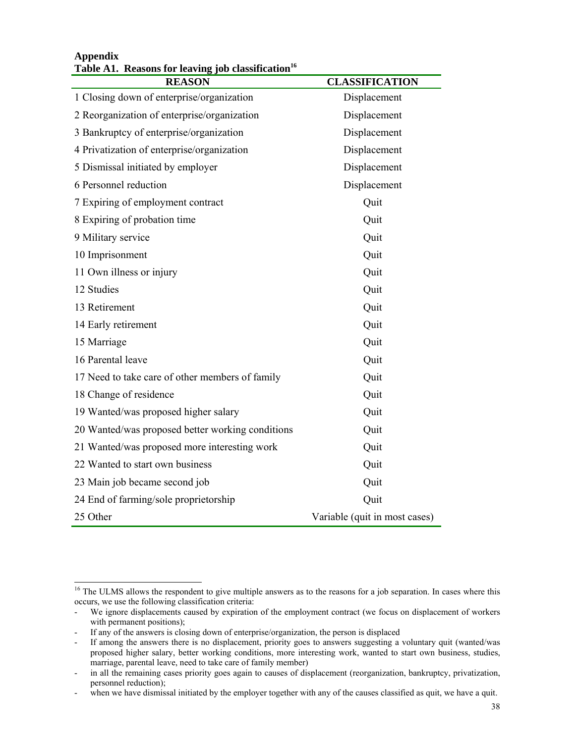## Appendix

**Table A1. Reasons for leaving job classification**[16]

| REASON | CLASSIFICATION |
|---|---|
| 1 Closing down of enterprise/organization | Displacement |
| 2 Reorganization of enterprise/organization | Displacement |
| 3 Bankruptcy of enterprise/organization | Displacement |
| 4 Privatization of enterprise/organization | Displacement |
| 5 Dismissal initiated by employer | Displacement |
| 6 Personnel reduction | Displacement |
| 7 Expiring of employment contract | Quit |
| 8 Expiring of probation time | Quit |
| 9 Military service | Quit |
| 10 Imprisonment | Quit |
| 11 Own illness or injury | Quit |
| 12 Studies | Quit |
| 13 Retirement | Quit |
| 14 Early retirement | Quit |
| 15 Marriage | Quit |
| 16 Parental leave | Quit |
| 17 Need to take care of other members of family | Quit |
| 18 Change of residence | Quit |
| 19 Wanted/was proposed higher salary | Quit |
| 20 Wanted/was proposed better working conditions | Quit |
| 21 Wanted/was proposed more interesting work | Quit |
| 22 Wanted to start own business | Quit |
| 23 Main job became second job | Quit |
| 24 End of farming/sole proprietorship | Quit |
| 25 Other | Variable (quit in most cases) |

[16] The ULMS allows the respondent to give multiple answers as to the reasons for a job separation. In cases where this occurs, we use the following classification criteria:

- We ignore displacements caused by expiration of the employment contract (we focus on displacement of workers with permanent positions);
- If any of the answers is closing down of enterprise/organization, the person is displaced
- If among the answers there is no displacement, priority goes to answers suggesting a voluntary quit (wanted/was proposed higher salary, better working conditions, more interesting work, wanted to start own business, studies, marriage, parental leave, need to take care of family member)
- in all the remaining cases priority goes again to causes of displacement (reorganization, bankruptcy, privatization, personnel reduction);
- when we have dismissal initiated by the employer together with any of the causes classified as quit, we have a quit.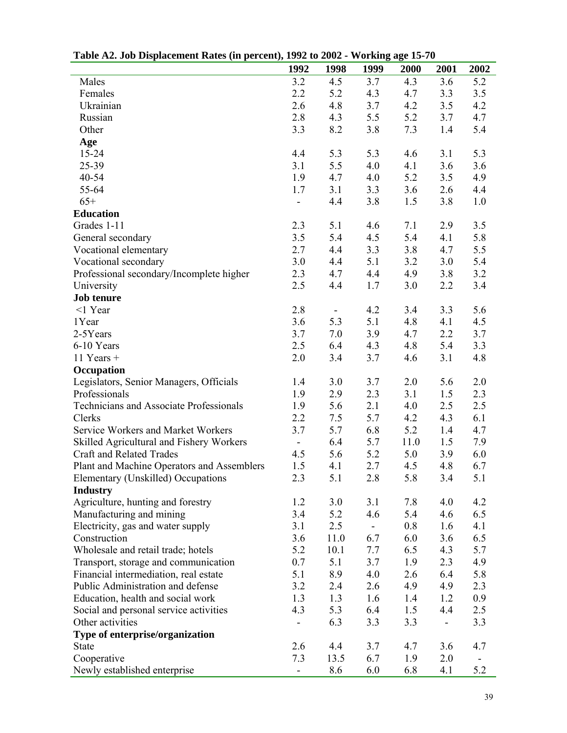**Table A2. Job Displacement Rates (in percent), 1992 to 2002 - Working age 15-70**

| | 1992 | 1998 | 1999 | 2000 | 2001 | 2002 |
|---|---|---|---|---|---|---|
| Males | 3.2 | 4.5 | 3.7 | 4.3 | 3.6 | 5.2 |
| Females | 2.2 | 5.2 | 4.3 | 4.7 | 3.3 | 3.5 |
| Ukrainian | 2.6 | 4.8 | 3.7 | 4.2 | 3.5 | 4.2 |
| Russian | 2.8 | 4.3 | 5.5 | 5.2 | 3.7 | 4.7 |
| Other | 3.3 | 8.2 | 3.8 | 7.3 | 1.4 | 5.4 |
| **Age** | | | | | | |
| 15-24 | 4.4 | 5.3 | 5.3 | 4.6 | 3.1 | 5.3 |
| 25-39 | 3.1 | 5.5 | 4.0 | 4.1 | 3.6 | 3.6 |
| 40-54 | 1.9 | 4.7 | 4.0 | 5.2 | 3.5 | 4.9 |
| 55-64 | 1.7 | 3.1 | 3.3 | 3.6 | 2.6 | 4.4 |
| 65+ | - | 4.4 | 3.8 | 1.5 | 3.8 | 1.0 |
| **Education** | | | | | | |
| Grades 1-11 | 2.3 | 5.1 | 4.6 | 7.1 | 2.9 | 3.5 |
| General secondary | 3.5 | 5.4 | 4.5 | 5.4 | 4.1 | 5.8 |
| Vocational elementary | 2.7 | 4.4 | 3.3 | 3.8 | 4.7 | 5.5 |
| Vocational secondary | 3.0 | 4.4 | 5.1 | 3.2 | 3.0 | 5.4 |
| Professional secondary/Incomplete higher | 2.3 | 4.7 | 4.4 | 4.9 | 3.8 | 3.2 |
| University | 2.5 | 4.4 | 1.7 | 3.0 | 2.2 | 3.4 |
| **Job tenure** | | | | | | |
| <1 Year | 2.8 | - | 4.2 | 3.4 | 3.3 | 5.6 |
| 1Year | 3.6 | 5.3 | 5.1 | 4.8 | 4.1 | 4.5 |
| 2-5Years | 3.7 | 7.0 | 3.9 | 4.7 | 2.2 | 3.7 |
| 6-10 Years | 2.5 | 6.4 | 4.3 | 4.8 | 5.4 | 3.3 |
| 11 Years + | 2.0 | 3.4 | 3.7 | 4.6 | 3.1 | 4.8 |
| **Occupation** | | | | | | |
| Legislators, Senior Managers, Officials | 1.4 | 3.0 | 3.7 | 2.0 | 5.6 | 2.0 |
| Professionals | 1.9 | 2.9 | 2.3 | 3.1 | 1.5 | 2.3 |
| Technicians and Associate Professionals | 1.9 | 5.6 | 2.1 | 4.0 | 2.5 | 2.5 |
| Clerks | 2.2 | 7.5 | 5.7 | 4.2 | 4.3 | 6.1 |
| Service Workers and Market Workers | 3.7 | 5.7 | 6.8 | 5.2 | 1.4 | 4.7 |
| Skilled Agricultural and Fishery Workers | - | 6.4 | 5.7 | 11.0 | 1.5 | 7.9 |
| Craft and Related Trades | 4.5 | 5.6 | 5.2 | 5.0 | 3.9 | 6.0 |
| Plant and Machine Operators and Assemblers | 1.5 | 4.1 | 2.7 | 4.5 | 4.8 | 6.7 |
| Elementary (Unskilled) Occupations | 2.3 | 5.1 | 2.8 | 5.8 | 3.4 | 5.1 |
| **Industry** | | | | | | |
| Agriculture, hunting and forestry | 1.2 | 3.0 | 3.1 | 7.8 | 4.0 | 4.2 |
| Manufacturing and mining | 3.4 | 5.2 | 4.6 | 5.4 | 4.6 | 6.5 |
| Electricity, gas and water supply | 3.1 | 2.5 | - | 0.8 | 1.6 | 4.1 |
| Construction | 3.6 | 11.0 | 6.7 | 6.0 | 3.6 | 6.5 |
| Wholesale and retail trade; hotels | 5.2 | 10.1 | 7.7 | 6.5 | 4.3 | 5.7 |
| Transport, storage and communication | 0.7 | 5.1 | 3.7 | 1.9 | 2.3 | 4.9 |
| Financial intermediation, real estate | 5.1 | 8.9 | 4.0 | 2.6 | 6.4 | 5.8 |
| Public Administration and defense | 3.2 | 2.4 | 2.6 | 4.9 | 4.9 | 2.3 |
| Education, health and social work | 1.3 | 1.3 | 1.6 | 1.4 | 1.2 | 0.9 |
| Social and personal service activities | 4.3 | 5.3 | 6.4 | 1.5 | 4.4 | 2.5 |
| Other activities | - | 6.3 | 3.3 | 3.3 | - | 3.3 |
| **Type of enterprise/organization** | | | | | | |
| State | 2.6 | 4.4 | 3.7 | 4.7 | 3.6 | 4.7 |
| Cooperative | 7.3 | 13.5 | 6.7 | 1.9 | 2.0 | - |
| Newly established enterprise | - | 8.6 | 6.0 | 6.8 | 4.1 | 5.2 |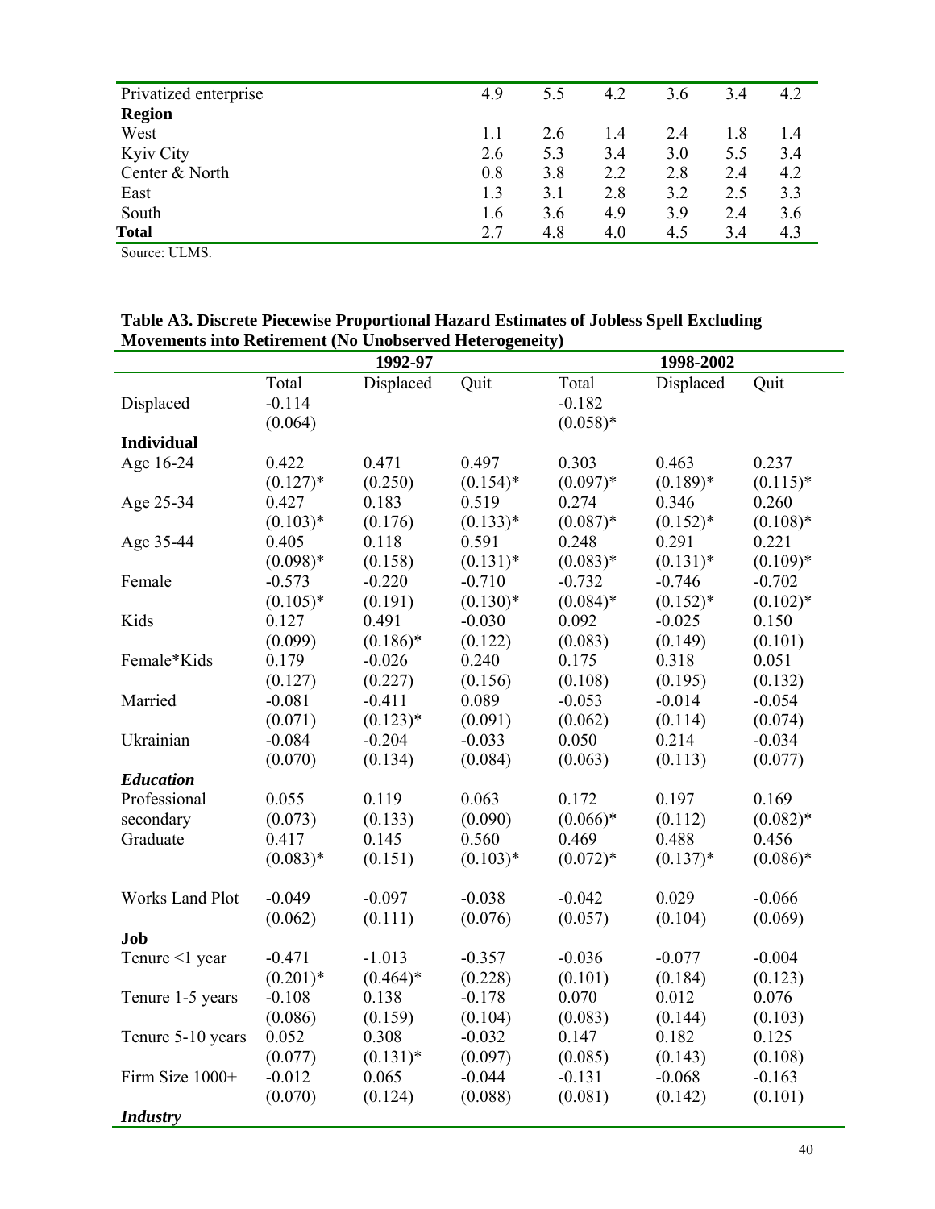| | | | | | | |
|---|---|---|---|---|---|---|
| Privatized enterprise | 4.9 | 5.5 | 4.2 | 3.6 | 3.4 | 4.2 |
| **Region** | | | | | | |
| West | 1.1 | 2.6 | 1.4 | 2.4 | 1.8 | 1.4 |
| Kyiv City | 2.6 | 5.3 | 3.4 | 3.0 | 5.5 | 3.4 |
| Center & North | 0.8 | 3.8 | 2.2 | 2.8 | 2.4 | 4.2 |
| East | 1.3 | 3.1 | 2.8 | 3.2 | 2.5 | 3.3 |
| South | 1.6 | 3.6 | 4.9 | 3.9 | 2.4 | 3.6 |
| **Total** | 2.7 | 4.8 | 4.0 | 4.5 | 3.4 | 4.3 |

Source: ULMS.

**Table A3. Discrete Piecewise Proportional Hazard Estimates of Jobless Spell Excluding Movements into Retirement (No Unobserved Heterogeneity)**

| | 1992-97 | | | 1998-2002 | | |
|---|---|---|---|---|---|---|
| | Total | Displaced | Quit | Total | Displaced | Quit |
| Displaced | -0.114 | | | -0.182 | | |
| | (0.064) | | | (0.058)* | | |
| **Individual** | | | | | | |
| Age 16-24 | 0.422 | 0.471 | 0.497 | 0.303 | 0.463 | 0.237 |
| | (0.127)* | (0.250) | (0.154)* | (0.097)* | (0.189)* | (0.115)* |
| Age 25-34 | 0.427 | 0.183 | 0.519 | 0.274 | 0.346 | 0.260 |
| | (0.103)* | (0.176) | (0.133)* | (0.087)* | (0.152)* | (0.108)* |
| Age 35-44 | 0.405 | 0.118 | 0.591 | 0.248 | 0.291 | 0.221 |
| | (0.098)* | (0.158) | (0.131)* | (0.083)* | (0.131)* | (0.109)* |
| Female | -0.573 | -0.220 | -0.710 | -0.732 | -0.746 | -0.702 |
| | (0.105)* | (0.191) | (0.130)* | (0.084)* | (0.152)* | (0.102)* |
| Kids | 0.127 | 0.491 | -0.030 | 0.092 | -0.025 | 0.150 |
| | (0.099) | (0.186)* | (0.122) | (0.083) | (0.149) | (0.101) |
| Female*Kids | 0.179 | -0.026 | 0.240 | 0.175 | 0.318 | 0.051 |
| | (0.127) | (0.227) | (0.156) | (0.108) | (0.195) | (0.132) |
| Married | -0.081 | -0.411 | 0.089 | -0.053 | -0.014 | -0.054 |
| | (0.071) | (0.123)* | (0.091) | (0.062) | (0.114) | (0.074) |
| Ukrainian | -0.084 | -0.204 | -0.033 | 0.050 | 0.214 | -0.034 |
| | (0.070) | (0.134) | (0.084) | (0.063) | (0.113) | (0.077) |
| ***Education*** | | | | | | |
| Professional secondary | 0.055 | 0.119 | 0.063 | 0.172 | 0.197 | 0.169 |
| | (0.073) | (0.133) | (0.090) | (0.066)* | (0.112) | (0.082)* |
| Graduate | 0.417 | 0.145 | 0.560 | 0.469 | 0.488 | 0.456 |
| | (0.083)* | (0.151) | (0.103)* | (0.072)* | (0.137)* | (0.086)* |
| Works Land Plot | -0.049 | -0.097 | -0.038 | -0.042 | 0.029 | -0.066 |
| | (0.062) | (0.111) | (0.076) | (0.057) | (0.104) | (0.069) |
| **Job** | | | | | | |
| Tenure <1 year | -0.471 | -1.013 | -0.357 | -0.036 | -0.077 | -0.004 |
| | (0.201)* | (0.464)* | (0.228) | (0.101) | (0.184) | (0.123) |
| Tenure 1-5 years | -0.108 | 0.138 | -0.178 | 0.070 | 0.012 | 0.076 |
| | (0.086) | (0.159) | (0.104) | (0.083) | (0.144) | (0.103) |
| Tenure 5-10 years | 0.052 | 0.308 | -0.032 | 0.147 | 0.182 | 0.125 |
| | (0.077) | (0.131)* | (0.097) | (0.085) | (0.143) | (0.108) |
| Firm Size 1000+ | -0.012 | 0.065 | -0.044 | -0.131 | -0.068 | -0.163 |
| | (0.070) | (0.124) | (0.088) | (0.081) | (0.142) | (0.101) |
| ***Industry*** | | | | | | |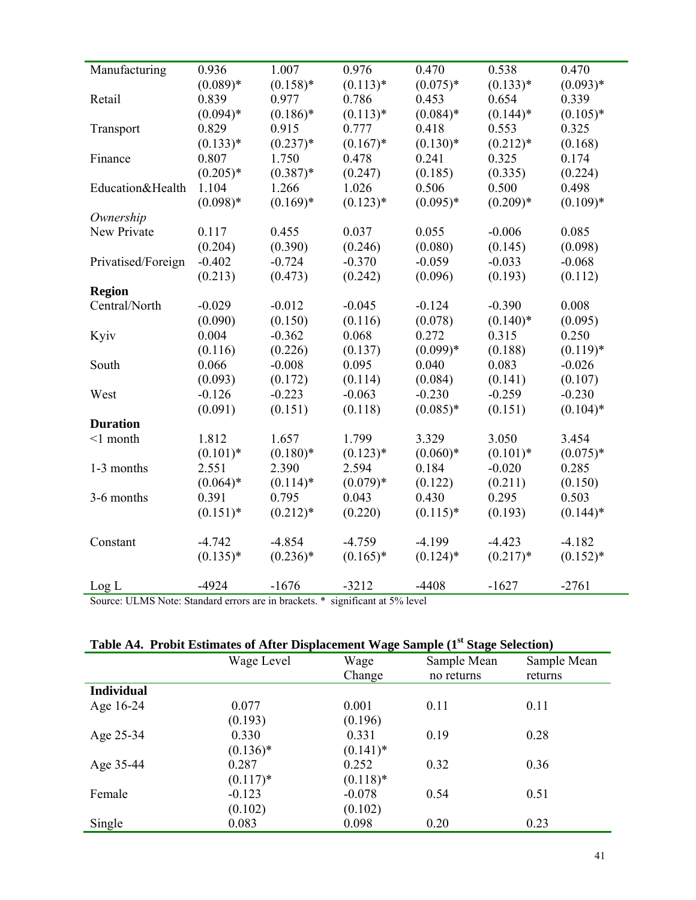| | | | | | | |
|---|---|---|---|---|---|---|
| Manufacturing | 0.936 | 1.007 | 0.976 | 0.470 | 0.538 | 0.470 |
| | (0.089)* | (0.158)* | (0.113)* | (0.075)* | (0.133)* | (0.093)* |
| Retail | 0.839 | 0.977 | 0.786 | 0.453 | 0.654 | 0.339 |
| | (0.094)* | (0.186)* | (0.113)* | (0.084)* | (0.144)* | (0.105)* |
| Transport | 0.829 | 0.915 | 0.777 | 0.418 | 0.553 | 0.325 |
| | (0.133)* | (0.237)* | (0.167)* | (0.130)* | (0.212)* | (0.168) |
| Finance | 0.807 | 1.750 | 0.478 | 0.241 | 0.325 | 0.174 |
| | (0.205)* | (0.387)* | (0.247) | (0.185) | (0.335) | (0.224) |
| Education&Health | 1.104 | 1.266 | 1.026 | 0.506 | 0.500 | 0.498 |
| | (0.098)* | (0.169)* | (0.123)* | (0.095)* | (0.209)* | (0.109)* |
| *Ownership* | | | | | | |
| New Private | 0.117 | 0.455 | 0.037 | 0.055 | -0.006 | 0.085 |
| | (0.204) | (0.390) | (0.246) | (0.080) | (0.145) | (0.098) |
| Privatised/Foreign | -0.402 | -0.724 | -0.370 | -0.059 | -0.033 | -0.068 |
| | (0.213) | (0.473) | (0.242) | (0.096) | (0.193) | (0.112) |
| **Region** | | | | | | |
| Central/North | -0.029 | -0.012 | -0.045 | -0.124 | -0.390 | 0.008 |
| | (0.090) | (0.150) | (0.116) | (0.078) | (0.140)* | (0.095) |
| Kyiv | 0.004 | -0.362 | 0.068 | 0.272 | 0.315 | 0.250 |
| | (0.116) | (0.226) | (0.137) | (0.099)* | (0.188) | (0.119)* |
| South | 0.066 | -0.008 | 0.095 | 0.040 | 0.083 | -0.026 |
| | (0.093) | (0.172) | (0.114) | (0.084) | (0.141) | (0.107) |
| West | -0.126 | -0.223 | -0.063 | -0.230 | -0.259 | -0.230 |
| | (0.091) | (0.151) | (0.118) | (0.085)* | (0.151) | (0.104)* |
| **Duration** | | | | | | |
| <1 month | 1.812 | 1.657 | 1.799 | 3.329 | 3.050 | 3.454 |
| | (0.101)* | (0.180)* | (0.123)* | (0.060)* | (0.101)* | (0.075)* |
| 1-3 months | 2.551 | 2.390 | 2.594 | 0.184 | -0.020 | 0.285 |
| | (0.064)* | (0.114)* | (0.079)* | (0.122) | (0.211) | (0.150) |
| 3-6 months | 0.391 | 0.795 | 0.043 | 0.430 | 0.295 | 0.503 |
| | (0.151)* | (0.212)* | (0.220) | (0.115)* | (0.193) | (0.144)* |
| Constant | -4.742 | -4.854 | -4.759 | -4.199 | -4.423 | -4.182 |
| | (0.135)* | (0.236)* | (0.165)* | (0.124)* | (0.217)* | (0.152)* |
| Log L | -4924 | -1676 | -3212 | -4408 | -1627 | -2761 |

Source: ULMS Note: Standard errors are in brackets. * significant at 5% level

**Table A4. Probit Estimates of After Displacement Wage Sample (1st Stage Selection)**

| | Wage Level | Wage Change | Sample Mean no returns | Sample Mean returns |
|---|---|---|---|---|
| **Individual** | | | | |
| Age 16-24 | 0.077 | 0.001 | 0.11 | 0.11 |
| | (0.193) | (0.196) | | |
| Age 25-34 | 0.330 | 0.331 | 0.19 | 0.28 |
| | (0.136)* | (0.141)* | | |
| Age 35-44 | 0.287 | 0.252 | 0.32 | 0.36 |
| | (0.117)* | (0.118)* | | |
| Female | -0.123 | -0.078 | 0.54 | 0.51 |
| | (0.102) | (0.102) | | |
| Single | 0.083 | 0.098 | 0.20 | 0.23 |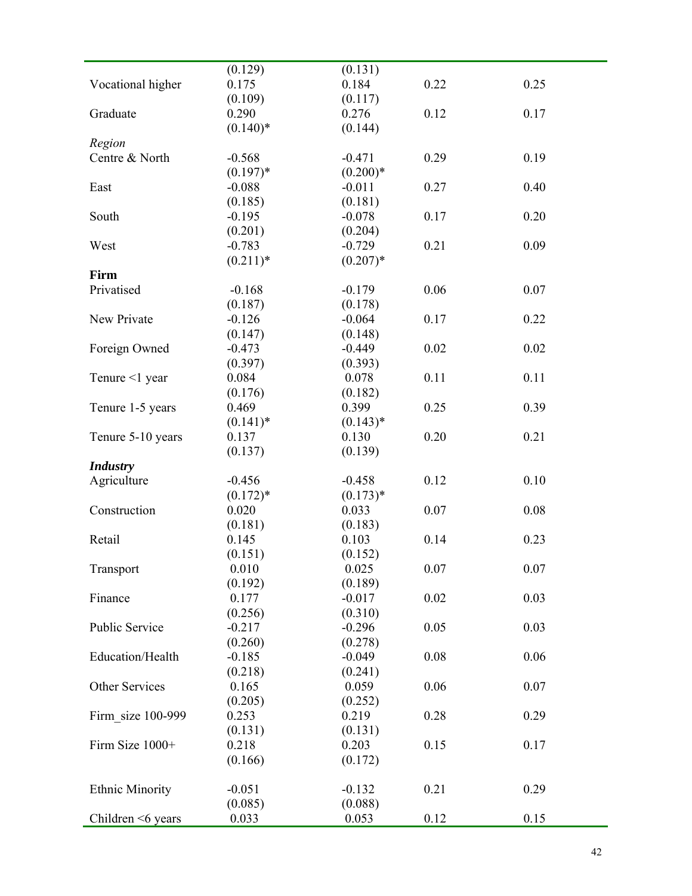| | | | | |
|---|---|---|---|---|
| | (0.129) | (0.131) | | |
| Vocational higher | 0.175 | 0.184 | 0.22 | 0.25 |
| | (0.109) | (0.117) | | |
| Graduate | 0.290 | 0.276 | 0.12 | 0.17 |
| | (0.140)* | (0.144) | | |
| *Region* | | | | |
| Centre & North | -0.568 | -0.471 | 0.29 | 0.19 |
| | (0.197)* | (0.200)* | | |
| East | -0.088 | -0.011 | 0.27 | 0.40 |
| | (0.185) | (0.181) | | |
| South | -0.195 | -0.078 | 0.17 | 0.20 |
| | (0.201) | (0.204) | | |
| West | -0.783 | -0.729 | 0.21 | 0.09 |
| | (0.211)* | (0.207)* | | |
| **Firm** | | | | |
| Privatised | -0.168 | -0.179 | 0.06 | 0.07 |
| | (0.187) | (0.178) | | |
| New Private | -0.126 | -0.064 | 0.17 | 0.22 |
| | (0.147) | (0.148) | | |
| Foreign Owned | -0.473 | -0.449 | 0.02 | 0.02 |
| | (0.397) | (0.393) | | |
| Tenure <1 year | 0.084 | 0.078 | 0.11 | 0.11 |
| | (0.176) | (0.182) | | |
| Tenure 1-5 years | 0.469 | 0.399 | 0.25 | 0.39 |
| | (0.141)* | (0.143)* | | |
| Tenure 5-10 years | 0.137 | 0.130 | 0.20 | 0.21 |
| | (0.137) | (0.139) | | |
| ***Industry*** | | | | |
| Agriculture | -0.456 | -0.458 | 0.12 | 0.10 |
| | (0.172)* | (0.173)* | | |
| Construction | 0.020 | 0.033 | 0.07 | 0.08 |
| | (0.181) | (0.183) | | |
| Retail | 0.145 | 0.103 | 0.14 | 0.23 |
| | (0.151) | (0.152) | | |
| Transport | 0.010 | 0.025 | 0.07 | 0.07 |
| | (0.192) | (0.189) | | |
| Finance | 0.177 | -0.017 | 0.02 | 0.03 |
| | (0.256) | (0.310) | | |
| Public Service | -0.217 | -0.296 | 0.05 | 0.03 |
| | (0.260) | (0.278) | | |
| Education/Health | -0.185 | -0.049 | 0.08 | 0.06 |
| | (0.218) | (0.241) | | |
| Other Services | 0.165 | 0.059 | 0.06 | 0.07 |
| | (0.205) | (0.252) | | |
| Firm_size 100-999 | 0.253 | 0.219 | 0.28 | 0.29 |
| | (0.131) | (0.131) | | |
| Firm Size 1000+ | 0.218 | 0.203 | 0.15 | 0.17 |
| | (0.166) | (0.172) | | |
| Ethnic Minority | -0.051 | -0.132 | 0.21 | 0.29 |
| | (0.085) | (0.088) | | |
| Children <6 years | 0.033 | 0.053 | 0.12 | 0.15 |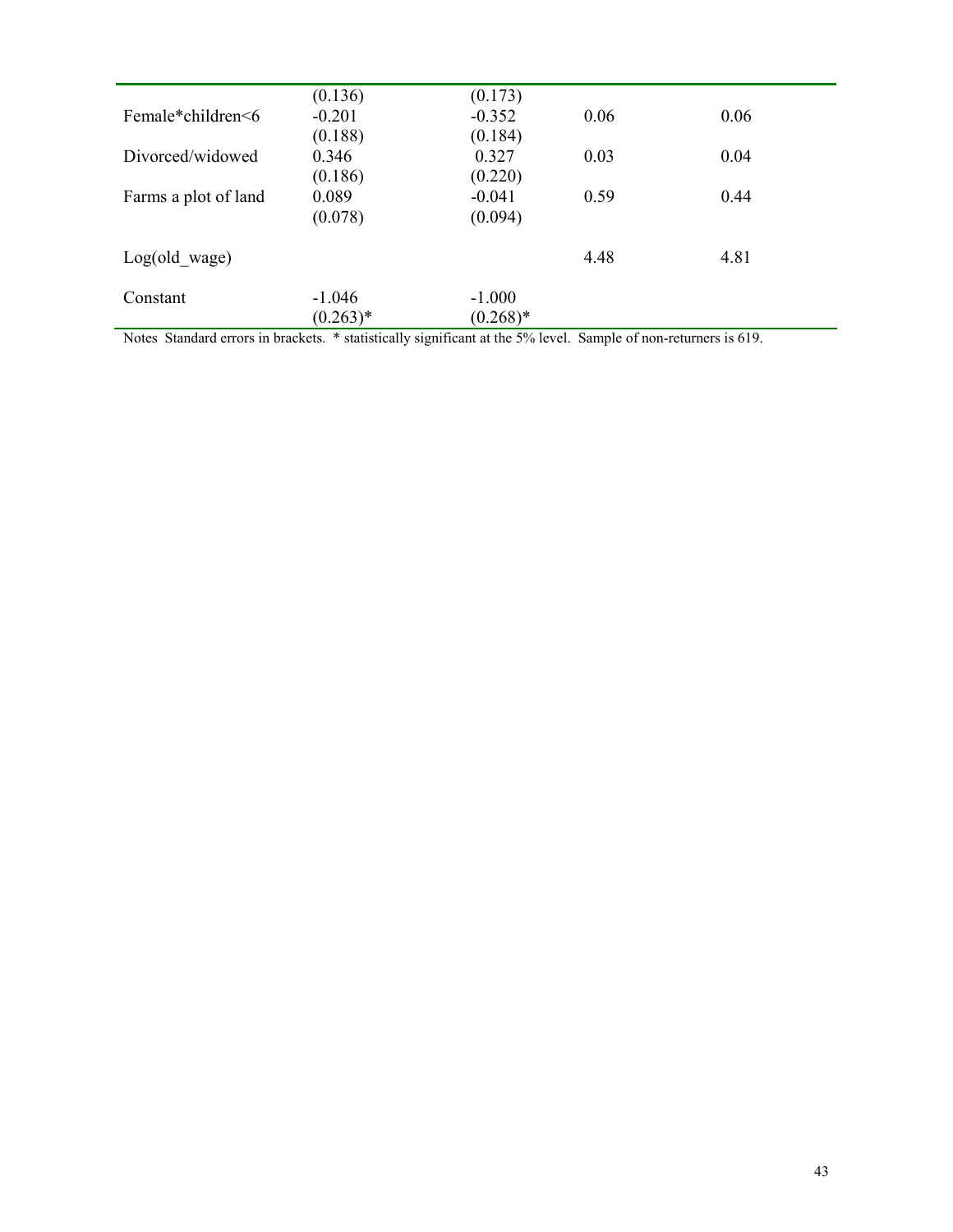| | | | | |
|---|---|---|---|---|
| | (0.136) | (0.173) | | |
| Female*children<6 | -0.201 | -0.352 | 0.06 | 0.06 |
| | (0.188) | (0.184) | | |
| Divorced/widowed | 0.346 | 0.327 | 0.03 | 0.04 |
| | (0.186) | (0.220) | | |
| Farms a plot of land | 0.089 | -0.041 | 0.59 | 0.44 |
| | (0.078) | (0.094) | | |
| Log(old_wage) | | | 4.48 | 4.81 |
| Constant | -1.046 | -1.000 | | |
| | (0.263)* | (0.268)* | | |

Notes Standard errors in brackets. * statistically significant at the 5% level. Sample of non-returners is 619.